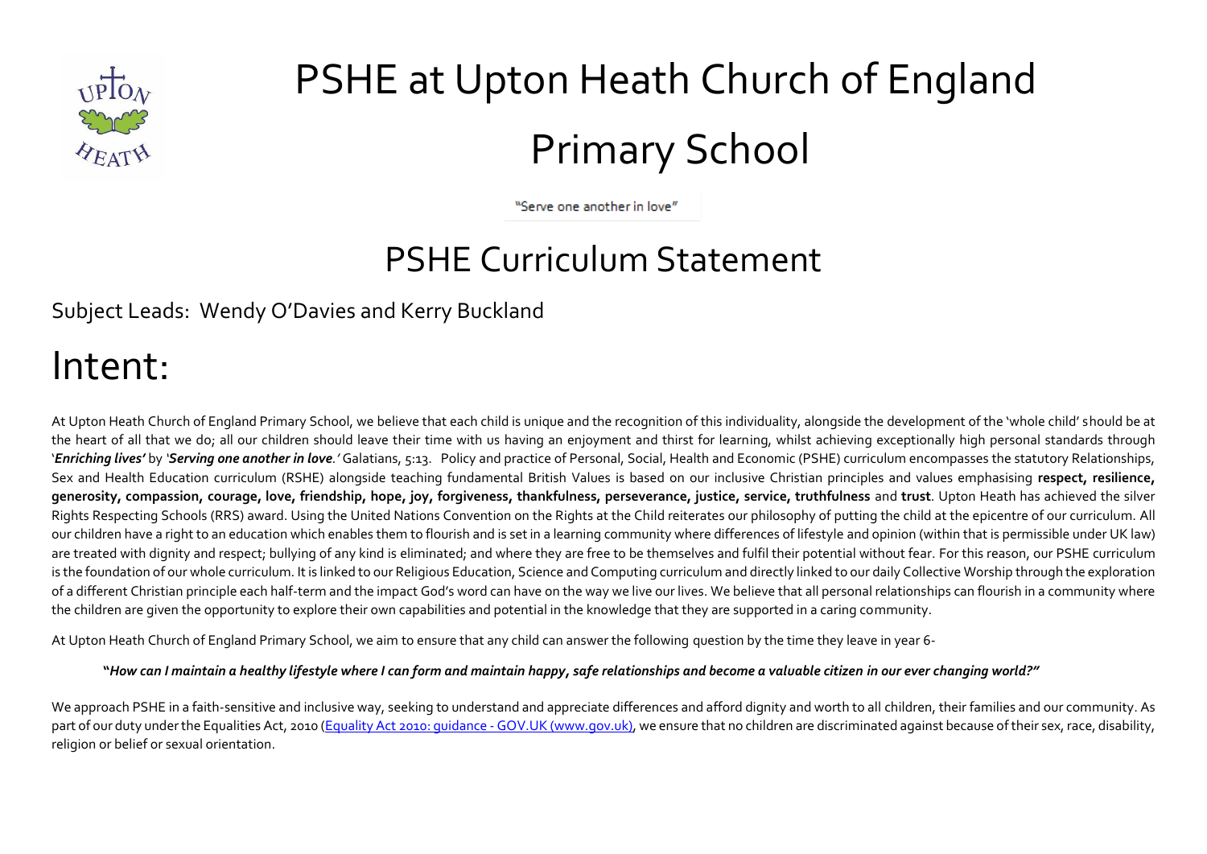# PSHE at Upton Heath Church of England Primary School

"Serve one another in love"

## PSHE Curriculum Statement

Subject Leads: Wendy O'Davies and Kerry Buckland

# Intent:

At Upton Heath Church of England Primary School, we believe that each child is unique and the recognition of this individuality, alongside the development of the 'whole child' should be at the heart of all that we do; all our children should leave their time with us having an enjoyment and thirst for learning, whilst achieving exceptionally high personal standards through '***Enriching lives'*** by '***Serving one another in love.'*** Galatians, 5:13. Policy and practice of Personal, Social, Health and Economic (PSHE) curriculum encompasses the statutory Relationships, Sex and Health Education curriculum (RSHE) alongside teaching fundamental British Values is based on our inclusive Christian principles and values emphasising **respect, resilience, generosity, compassion, courage, love, friendship, hope, joy, forgiveness, thankfulness, perseverance, justice, service, truthfulness** and **trust**. Upton Heath has achieved the silver Rights Respecting Schools (RRS) award. Using the United Nations Convention on the Rights at the Child reiterates our philosophy of putting the child at the epicentre of our curriculum. All our children have a right to an education which enables them to flourish and is set in a learning community where differences of lifestyle and opinion (within that is permissible under UK law) are treated with dignity and respect; bullying of any kind is eliminated; and where they are free to be themselves and fulfil their potential without fear. For this reason, our PSHE curriculum is the foundation of our whole curriculum. It is linked to our Religious Education, Science and Computing curriculum and directly linked to our daily Collective Worship through the exploration of a different Christian principle each half-term and the impact God's word can have on the way we live our lives. We believe that all personal relationships can flourish in a community where the children are given the opportunity to explore their own capabilities and potential in the knowledge that they are supported in a caring community.

At Upton Heath Church of England Primary School, we aim to ensure that any child can answer the following question by the time they leave in year 6-

**"*How can I maintain a healthy lifestyle where I can form and maintain happy, safe relationships and become a valuable citizen in our ever changing world?"***

We approach PSHE in a faith-sensitive and inclusive way, seeking to understand and appreciate differences and afford dignity and worth to all children, their families and our community. As part of our duty under the Equalities Act, 2010 ([Equality Act 2010: guidance - GOV.UK (www.gov.uk)](https://www.gov.uk)), we ensure that no children are discriminated against because of their sex, race, disability, religion or belief or sexual orientation.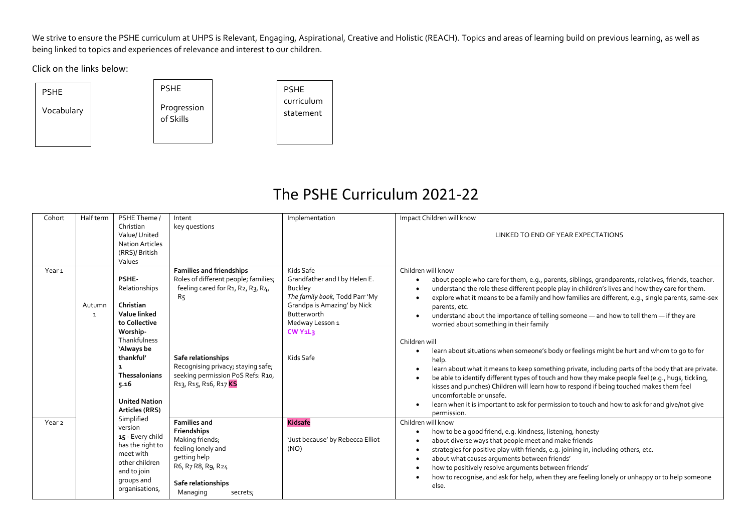We strive to ensure the PSHE curriculum at UHPS is Relevant, Engaging, Aspirational, Creative and Holistic (REACH). Topics and areas of learning build on previous learning, as well as being linked to topics and experiences of relevance and interest to our children.

Click on the links below:

PSHE Vocabulary

PSHE Progression of Skills

PSHE curriculum statement

# The PSHE Curriculum 2021-22

| Cohort | Half term | PSHE Theme / Christian Value/ United Nation Articles (RRS)/ British Values | Intent key questions | Implementation | Impact Children will know LINKED TO END OF YEAR EXPECTATIONS |
|---|---|---|---|---|---|
| Year 1 | Autumn 1 | **PSHE-** Relationships<br><br>**Christian Value linked to Collective Worship-** Thankfulness **'Always be thankful' 1 Thessalonians 5.16**<br><br>**United Nation Articles (RRS)** Simplified version **15** - Every child has the right to meet with other children and to join groups and organisations, | **Families and friendships** Roles of different people; families; feeling cared for R1, R2, R3, R4, R5<br><br>**Safe relationships** Recognising privacy; staying safe; seeking permission PoS Refs: R10, R13, R15, R16, R17 **KS** | Kids Safe<br>Grandfather and I by Helen E. Buckley<br>*The family book,* Todd Parr 'My Grandpa is Amazing' by Nick Butterworth<br>Medway Lesson 1<br>**CW Y1L3**<br><br>Kids Safe | Children will know<br>• about people who care for them, e.g., parents, siblings, grandparents, relatives, friends, teacher.<br>• understand the role these different people play in children's lives and how they care for them.<br>• explore what it means to be a family and how families are different, e.g., single parents, same-sex parents, etc.<br>• understand about the importance of telling someone — and how to tell them — if they are worried about something in their family<br><br>Children will<br>• learn about situations when someone's body or feelings might be hurt and whom to go to for help.<br>• learn about what it means to keep something private, including parts of the body that are private.<br>• be able to identify different types of touch and how they make people feel (e.g., hugs, tickling, kisses and punches) Children will learn how to respond if being touched makes them feel uncomfortable or unsafe.<br>• learn when it is important to ask for permission to touch and how to ask for and give/not give permission. |
| Year 2 | | | **Families and Friendships** Making friends; feeling lonely and getting help R6, R7 R8, R9, R24<br><br>**Safe relationships** Managing secrets; | **Kidsafe**<br><br>'Just because' by Rebecca Elliot (NO) | Children will know<br>• how to be a good friend, e.g. kindness, listening, honesty<br>• about diverse ways that people meet and make friends<br>• strategies for positive play with friends, e.g. joining in, including others, etc.<br>• about what causes arguments between friends'<br>• how to positively resolve arguments between friends'<br>• how to recognise, and ask for help, when they are feeling lonely or unhappy or to help someone else. |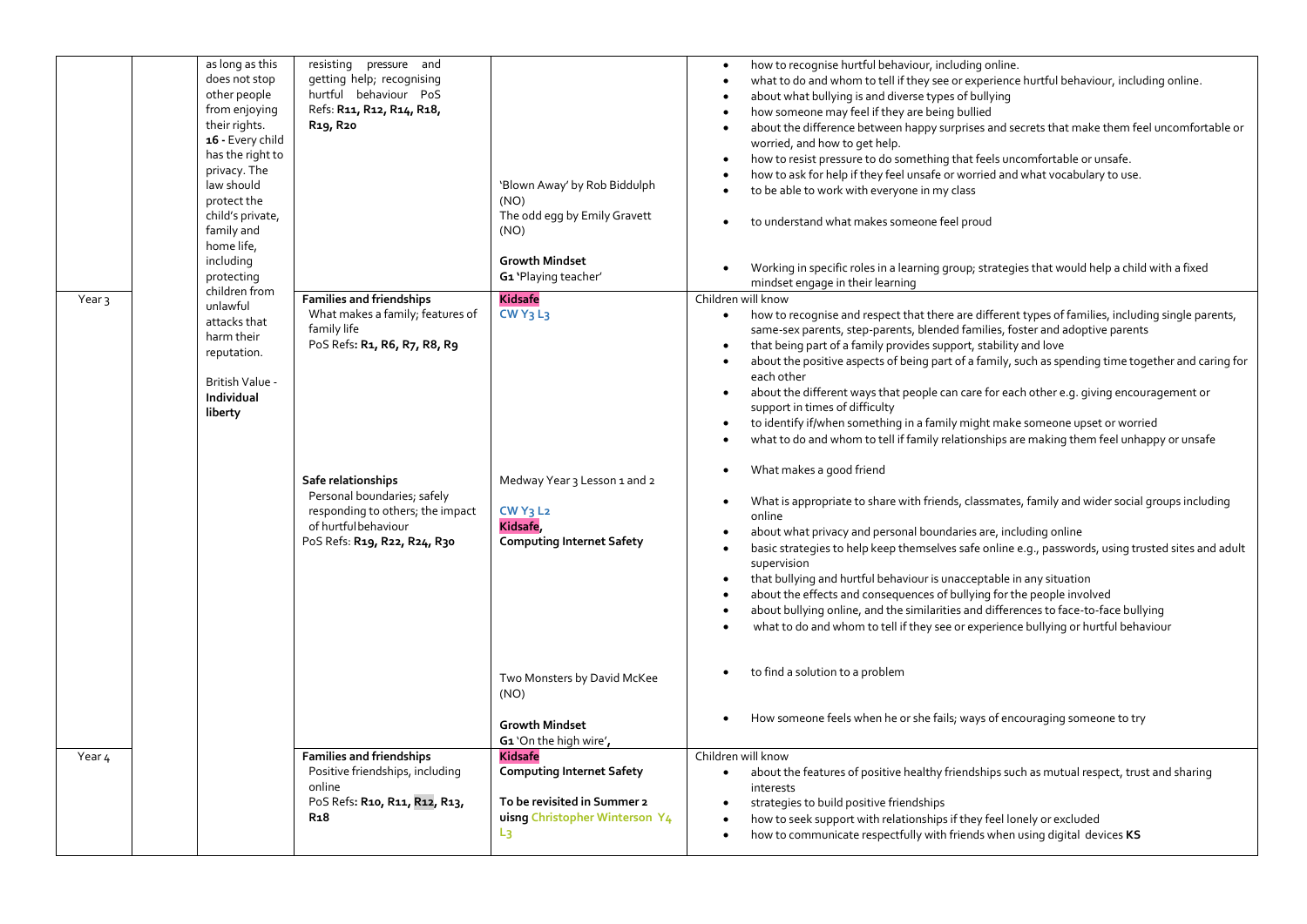| | | | | | |
|---|---|---|---|---|---|
| | | as long as this does not stop other people from enjoying their rights.<br>**16 -** Every child has the right to privacy. The law should protect the child's private, family and home life, including protecting children from unlawful attacks that harm their reputation.<br><br>British Value - **Individual liberty** | resisting pressure and getting help; recognising hurtful behaviour PoS Refs: **R11, R12, R14, R18, R19, R20** | 'Blown Away' by Rob Biddulph (NO)<br>The odd egg by Emily Gravett (NO)<br><br>**Growth Mindset**<br>**G1 '**Playing teacher' | • how to recognise hurtful behaviour, including online.<br>• what to do and whom to tell if they see or experience hurtful behaviour, including online.<br>• about what bullying is and diverse types of bullying<br>• how someone may feel if they are being bullied<br>• about the difference between happy surprises and secrets that make them feel uncomfortable or worried, and how to get help.<br>• how to resist pressure to do something that feels uncomfortable or unsafe.<br>• how to ask for help if they feel unsafe or worried and what vocabulary to use.<br>• to be able to work with everyone in my class<br>• to understand what makes someone feel proud<br>• Working in specific roles in a learning group; strategies that would help a child with a fixed mindset engage in their learning |
| Year 3 | | | **Families and friendships**<br>What makes a family; features of family life<br>PoS Refs: **R1, R6, R7, R8, R9** | **Kidsafe**<br>**CW Y3 L3** | Children will know<br>• how to recognise and respect that there are different types of families, including single parents, same-sex parents, step-parents, blended families, foster and adoptive parents<br>• that being part of a family provides support, stability and love<br>• about the positive aspects of being part of a family, such as spending time together and caring for each other<br>• about the different ways that people can care for each other e.g. giving encouragement or support in times of difficulty<br>• to identify if/when something in a family might make someone upset or worried<br>• what to do and whom to tell if family relationships are making them feel unhappy or unsafe |
| | | | **Safe relationships**<br>Personal boundaries; safely responding to others; the impact of hurtful behaviour<br>PoS Refs: **R19, R22, R24, R30** | Medway Year 3 Lesson 1 and 2<br><br>**CW Y3 L2**<br>**Kidsafe,**<br>**Computing Internet Safety**<br><br>Two Monsters by David McKee (NO)<br><br>**Growth Mindset**<br>**G1** 'On the high wire', | • What makes a good friend<br>• What is appropriate to share with friends, classmates, family and wider social groups including online<br>• about what privacy and personal boundaries are, including online<br>• basic strategies to help keep themselves safe online e.g., passwords, using trusted sites and adult supervision<br>• that bullying and hurtful behaviour is unacceptable in any situation<br>• about the effects and consequences of bullying for the people involved<br>• about bullying online, and the similarities and differences to face-to-face bullying<br>• what to do and whom to tell if they see or experience bullying or hurtful behaviour<br>• to find a solution to a problem<br>• How someone feels when he or she fails; ways of encouraging someone to try |
| Year 4 | | | **Families and friendships**<br>Positive friendships, including online<br>PoS Refs: **R10, R11, R12, R13, R18** | **Kidsafe**<br>**Computing Internet Safety**<br><br>**To be revisited in Summer 2 uisng Christopher Winterson Y4 L3** | Children will know<br>• about the features of positive healthy friendships such as mutual respect, trust and sharing interests<br>• strategies to build positive friendships<br>• how to seek support with relationships if they feel lonely or excluded<br>• how to communicate respectfully with friends when using digital devices **KS** |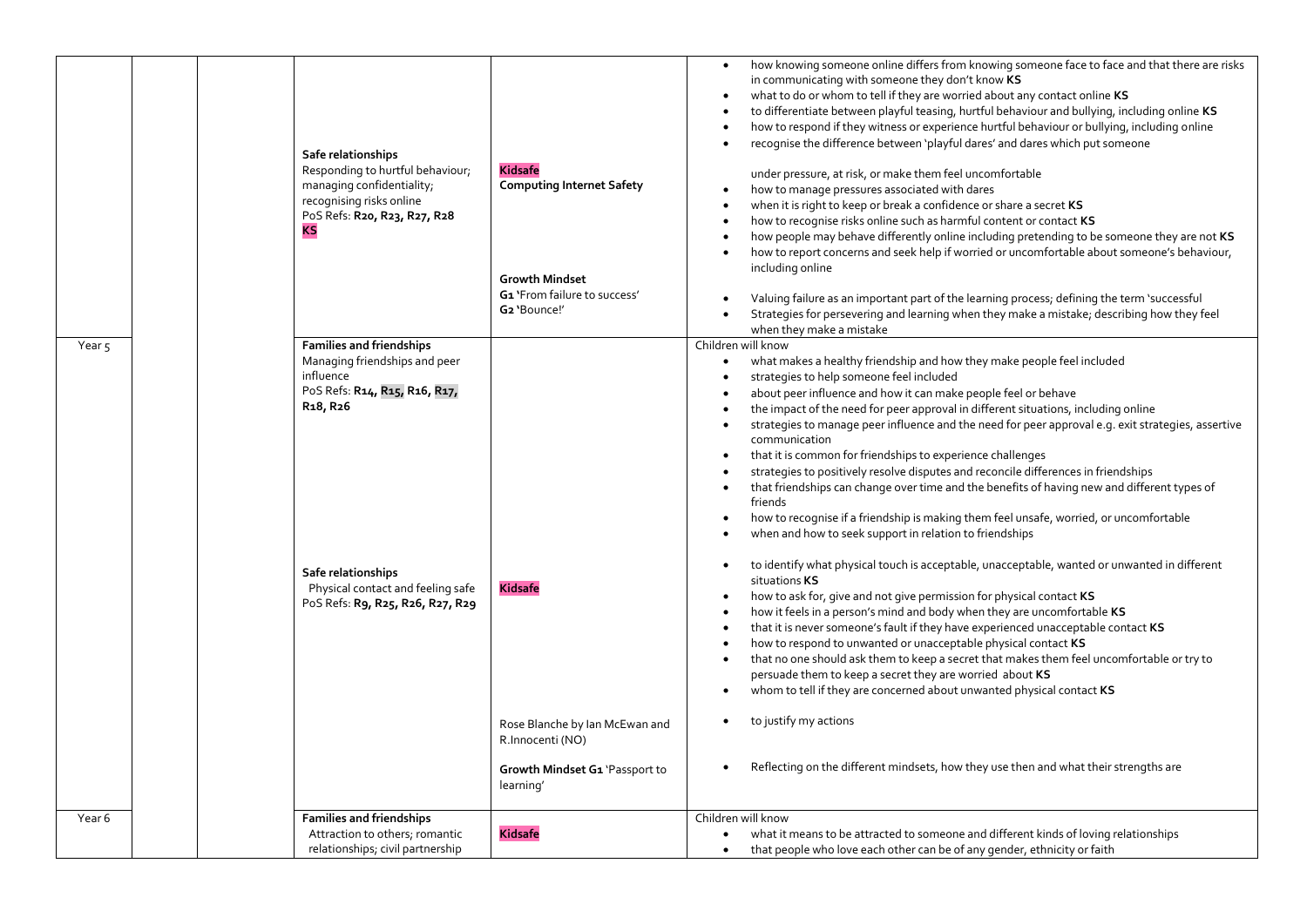| | | | | | |
|---|---|---|---|---|---|
| | | | **Safe relationships**<br>Responding to hurtful behaviour; managing confidentiality; recognising risks online<br>PoS Refs: **R20, R23, R27, R28**<br>**KS** | **Kidsafe**<br>**Computing Internet Safety**<br><br>**Growth Mindset**<br>**G1** 'From failure to success'<br>**G2** 'Bounce!' | • how knowing someone online differs from knowing someone face to face and that there are risks in communicating with someone they don't know **KS**<br>• what to do or whom to tell if they are worried about any contact online **KS**<br>• to differentiate between playful teasing, hurtful behaviour and bullying, including online **KS**<br>• how to respond if they witness or experience hurtful behaviour or bullying, including online<br>• recognise the difference between 'playful dares' and dares which put someone under pressure, at risk, or make them feel uncomfortable<br>• how to manage pressures associated with dares<br>• when it is right to keep or break a confidence or share a secret **KS**<br>• how to recognise risks online such as harmful content or contact **KS**<br>• how people may behave differently online including pretending to be someone they are not **KS**<br>• how to report concerns and seek help if worried or uncomfortable about someone's behaviour, including online<br><br>• Valuing failure as an important part of the learning process; defining the term 'successful<br>• Strategies for persevering and learning when they make a mistake; describing how they feel when they make a mistake |
| Year 5 | | | **Families and friendships**<br>Managing friendships and peer influence<br>PoS Refs: **R14, R15, R16, R17, R18, R26**<br><br>**Safe relationships**<br>Physical contact and feeling safe<br>PoS Refs: **R9, R25, R26, R27, R29** | **Kidsafe**<br><br>Rose Blanche by Ian McEwan and R.Innocenti (NO)<br><br>**Growth Mindset G1** 'Passport to learning' | Children will know<br>• what makes a healthy friendship and how they make people feel included<br>• strategies to help someone feel included<br>• about peer influence and how it can make people feel or behave<br>• the impact of the need for peer approval in different situations, including online<br>• strategies to manage peer influence and the need for peer approval e.g. exit strategies, assertive communication<br>• that it is common for friendships to experience challenges<br>• strategies to positively resolve disputes and reconcile differences in friendships<br>• that friendships can change over time and the benefits of having new and different types of friends<br>• how to recognise if a friendship is making them feel unsafe, worried, or uncomfortable<br>• when and how to seek support in relation to friendships<br><br>• to identify what physical touch is acceptable, unacceptable, wanted or unwanted in different situations **KS**<br>• how to ask for, give and not give permission for physical contact **KS**<br>• how it feels in a person's mind and body when they are uncomfortable **KS**<br>• that it is never someone's fault if they have experienced unacceptable contact **KS**<br>• how to respond to unwanted or unacceptable physical contact **KS**<br>• that no one should ask them to keep a secret that makes them feel uncomfortable or try to persuade them to keep a secret they are worried about **KS**<br>• whom to tell if they are concerned about unwanted physical contact **KS**<br><br>• to justify my actions<br><br>• Reflecting on the different mindsets, how they use then and what their strengths are |
| Year 6 | | | **Families and friendships**<br>Attraction to others; romantic relationships; civil partnership | **Kidsafe** | Children will know<br>• what it means to be attracted to someone and different kinds of loving relationships<br>• that people who love each other can be of any gender, ethnicity or faith |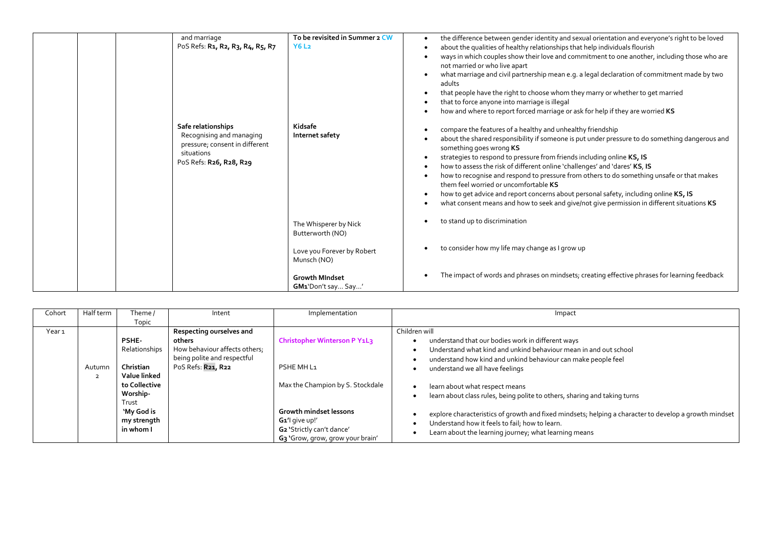| | | | and marriage<br>PoS Refs: **R1, R2, R3, R4, R5, R7** | **To be revisited in Summer 2 CW Y6 L2** | • the difference between gender identity and sexual orientation and everyone's right to be loved<br>• about the qualities of healthy relationships that help individuals flourish<br>• ways in which couples show their love and commitment to one another, including those who are not married or who live apart<br>• what marriage and civil partnership mean e.g. a legal declaration of commitment made by two adults<br>• that people have the right to choose whom they marry or whether to get married<br>• that to force anyone into marriage is illegal<br>• how and where to report forced marriage or ask for help if they are worried **KS** |
|---|---|---|---|---|---|
| | | | **Safe relationships**<br>Recognising and managing pressure; consent in different situations<br>PoS Refs: **R26, R28, R29** | **Kidsafe**<br>**Internet safety** | • compare the features of a healthy and unhealthy friendship<br>• about the shared responsibility if someone is put under pressure to do something dangerous and something goes wrong **KS**<br>• strategies to respond to pressure from friends including online **KS, IS**<br>• how to assess the risk of different online 'challenges' and 'dares' **KS, IS**<br>• how to recognise and respond to pressure from others to do something unsafe or that makes them feel worried or uncomfortable **KS**<br>• how to get advice and report concerns about personal safety, including online **KS, IS**<br>• what consent means and how to seek and give/not give permission in different situations **KS** |
| | | | | The Whisperer by Nick Butterworth (NO) | • to stand up to discrimination |
| | | | | Love you Forever by Robert Munsch (NO) | • to consider how my life may change as I grow up |
| | | | | **Growth MIndset**<br>**GM1**'Don't say… Say…' | • The impact of words and phrases on mindsets; creating effective phrases for learning feedback |

| Cohort | Half term | Theme / Topic | Intent | Implementation | Impact |
|---|---|---|---|---|---|
| Year 1 | Autumn 2 | **PSHE-** Relationships<br><br>**Christian Value linked to Collective Worship-** Trust<br>**'My God is my strength in whom I** | **Respecting ourselves and others**<br>How behaviour affects others; being polite and respectful<br>PoS Refs: **R21, R22** | **Christopher Winterson P Y1L3**<br><br>PSHE MH L1<br><br>Max the Champion by S. Stockdale<br><br>**Growth mindset lessons**<br>**G1**'I give up!'<br>**G2** 'Strictly can't dance'<br>**G3** 'Grow, grow, grow your brain' | Children will<br>• understand that our bodies work in different ways<br>• Understand what kind and unkind behaviour mean in and out school<br>• understand how kind and unkind behaviour can make people feel<br>• understand we all have feelings<br><br>• learn about what respect means<br>• learn about class rules, being polite to others, sharing and taking turns<br><br>• explore characteristics of growth and fixed mindsets; helping a character to develop a growth mindset<br>• Understand how it feels to fail; how to learn.<br>• Learn about the learning journey; what learning means |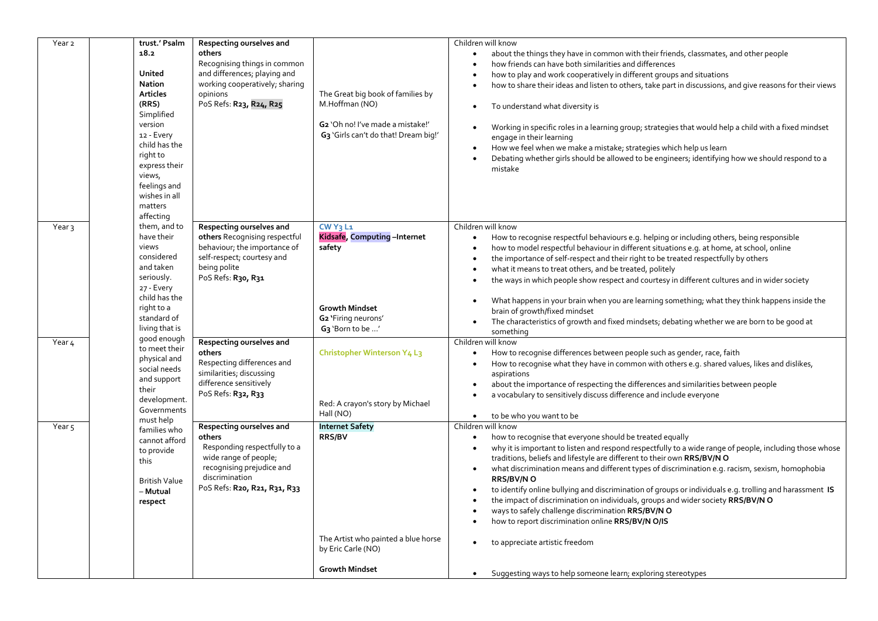| | | | | | |
|---|---|---|---|---|---|
| Year 2 | | trust.' Psalm 18.2<br><br>**United Nation Articles (RRS)** Simplified version<br>12 - Every child has the right to express their views, feelings and wishes in all matters affecting them, and to have their views considered and taken seriously.<br>27 - Every child has the right to a standard of living that is good enough to meet their physical and social needs and support their development. Governments must help families who cannot afford to provide this<br><br>British Value – **Mutual respect** | **Respecting ourselves and others**<br>Recognising things in common and differences; playing and working cooperatively; sharing opinions<br>PoS Refs: **R23, R24, R25** | The Great big book of families by M.Hoffman (NO)<br><br>**G2** 'Oh no! I've made a mistake!'<br>**G3** 'Girls can't do that! Dream big!' | Children will know<br>• about the things they have in common with their friends, classmates, and other people<br>• how friends can have both similarities and differences<br>• how to play and work cooperatively in different groups and situations<br>• how to share their ideas and listen to others, take part in discussions, and give reasons for their views<br>• To understand what diversity is<br>• Working in specific roles in a learning group; strategies that would help a child with a fixed mindset engage in their learning<br>• How we feel when we make a mistake; strategies which help us learn<br>• Debating whether girls should be allowed to be engineers; identifying how we should respond to a mistake |
| Year 3 | | | **Respecting ourselves and others** Recognising respectful behaviour; the importance of self-respect; courtesy and being polite<br>PoS Refs: **R30, R31** | **CW Y3 L1**<br>**Kidsafe, Computing –Internet safety**<br><br>**Growth Mindset**<br>**G2** 'Firing neurons'<br>**G3** 'Born to be …' | Children will know<br>• How to recognise respectful behaviours e.g. helping or including others, being responsible<br>• how to model respectful behaviour in different situations e.g. at home, at school, online<br>• the importance of self-respect and their right to be treated respectfully by others<br>• what it means to treat others, and be treated, politely<br>• the ways in which people show respect and courtesy in different cultures and in wider society<br>• What happens in your brain when you are learning something; what they think happens inside the brain of growth/fixed mindset<br>• The characteristics of growth and fixed mindsets; debating whether we are born to be good at something |
| Year 4 | | | **Respecting ourselves and others**<br>Respecting differences and similarities; discussing difference sensitively<br>PoS Refs: **R32, R33** | **Christopher Winterson Y4 L3**<br><br>Red: A crayon's story by Michael Hall (NO) | Children will know<br>• How to recognise differences between people such as gender, race, faith<br>• How to recognise what they have in common with others e.g. shared values, likes and dislikes, aspirations<br>• about the importance of respecting the differences and similarities between people<br>• a vocabulary to sensitively discuss difference and include everyone<br>• to be who you want to be |
| Year 5 | | | **Respecting ourselves and others**<br>Responding respectfully to a wide range of people; recognising prejudice and discrimination<br>PoS Refs: **R20, R21, R31, R33** | **Internet Safety**<br>**RRS/BV**<br><br>The Artist who painted a blue horse by Eric Carle (NO)<br><br>**Growth Mindset** | Children will know<br>• how to recognise that everyone should be treated equally<br>• why it is important to listen and respond respectfully to a wide range of people, including those whose traditions, beliefs and lifestyle are different to their own **RRS/BV/N O**<br>• what discrimination means and different types of discrimination e.g. racism, sexism, homophobia **RRS/BV/N O**<br>• to identify online bullying and discrimination of groups or individuals e.g. trolling and harassment **IS**<br>• the impact of discrimination on individuals, groups and wider society **RRS/BV/N O**<br>• ways to safely challenge discrimination **RRS/BV/N O**<br>• how to report discrimination online **RRS/BV/N O/IS**<br>• to appreciate artistic freedom<br>• Suggesting ways to help someone learn; exploring stereotypes |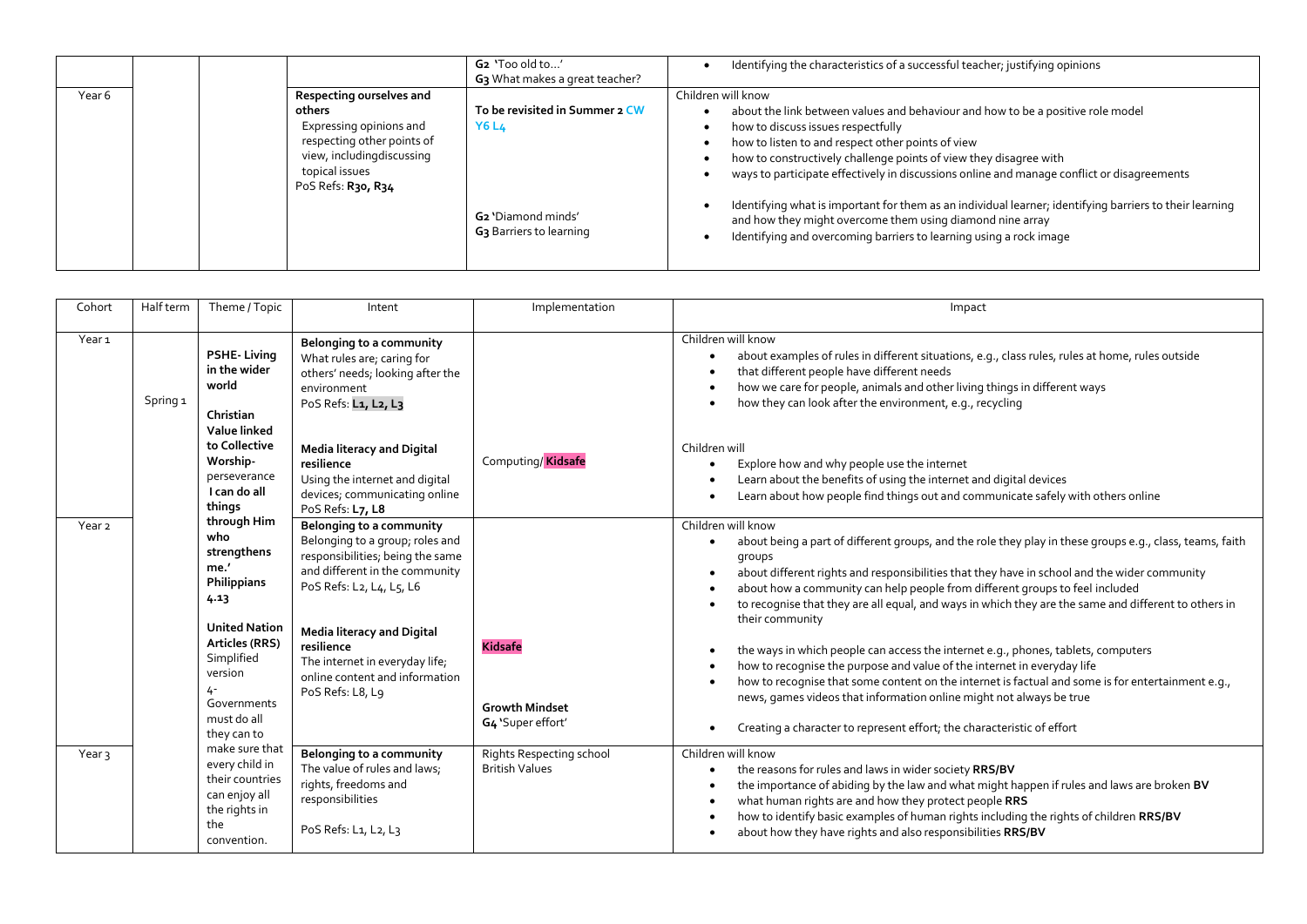| | | | | G2 'Too old to…'<br>G3 What makes a great teacher? | • Identifying the characteristics of a successful teacher; justifying opinions |
|---|---|---|---|---|---|
| Year 6 | | | **Respecting ourselves and others**<br>Expressing opinions and respecting other points of view, includingdiscussing topical issues<br>PoS Refs: **R30, R34** | **To be revisited in Summer 2 CW Y6 L4**<br><br>**G2** 'Diamond minds'<br>**G3** Barriers to learning | Children will know<br>• about the link between values and behaviour and how to be a positive role model<br>• how to discuss issues respectfully<br>• how to listen to and respect other points of view<br>• how to constructively challenge points of view they disagree with<br>• ways to participate effectively in discussions online and manage conflict or disagreements<br><br>• Identifying what is important for them as an individual learner; identifying barriers to their learning and how they might overcome them using diamond nine array<br>• Identifying and overcoming barriers to learning using a rock image |

| Cohort | Half term | Theme / Topic | Intent | Implementation | Impact |
|---|---|---|---|---|---|
| Year 1 | Spring 1 | **PSHE- Living in the wider world**<br><br>**Christian Value linked to Collective Worship-** perseverance **I can do all things through Him who strengthens me.' Philippians 4.13**<br><br>**United Nation Articles (RRS)** Simplified version 4- Governments must do all they can to make sure that every child in their countries can enjoy all the rights in the convention. | **Belonging to a community**<br>What rules are; caring for others' needs; looking after the environment<br>PoS Refs: **L1, L2, L3**<br><br>**Media literacy and Digital resilience**<br>Using the internet and digital devices; communicating online<br>PoS Refs: **L7, L8** | Computing/ **Kidsafe** | Children will know<br>• about examples of rules in different situations, e.g., class rules, rules at home, rules outside<br>• that different people have different needs<br>• how we care for people, animals and other living things in different ways<br>• how they can look after the environment, e.g., recycling<br><br>Children will<br>• Explore how and why people use the internet<br>• Learn about the benefits of using the internet and digital devices<br>• Learn about how people find things out and communicate safely with others online |
| Year 2 | | | **Belonging to a community**<br>Belonging to a group; roles and responsibilities; being the same and different in the community<br>PoS Refs: L2, L4, L5, L6<br><br>**Media literacy and Digital resilience**<br>The internet in everyday life; online content and information<br>PoS Refs: L8, L9 | **Kidsafe**<br><br>**Growth Mindset**<br>**G4** 'Super effort' | Children will know<br>• about being a part of different groups, and the role they play in these groups e.g., class, teams, faith groups<br>• about different rights and responsibilities that they have in school and the wider community<br>• about how a community can help people from different groups to feel included<br>• to recognise that they are all equal, and ways in which they are the same and different to others in their community<br><br>• the ways in which people can access the internet e.g., phones, tablets, computers<br>• how to recognise the purpose and value of the internet in everyday life<br>• how to recognise that some content on the internet is factual and some is for entertainment e.g., news, games videos that information online might not always be true<br><br>• Creating a character to represent effort; the characteristic of effort |
| Year 3 | | | **Belonging to a community**<br>The value of rules and laws; rights, freedoms and responsibilities<br><br>PoS Refs: L1, L2, L3 | Rights Respecting school<br>British Values | Children will know<br>• the reasons for rules and laws in wider society **RRS/BV**<br>• the importance of abiding by the law and what might happen if rules and laws are broken **BV**<br>• what human rights are and how they protect people **RRS**<br>• how to identify basic examples of human rights including the rights of children **RRS/BV**<br>• about how they have rights and also responsibilities **RRS/BV** |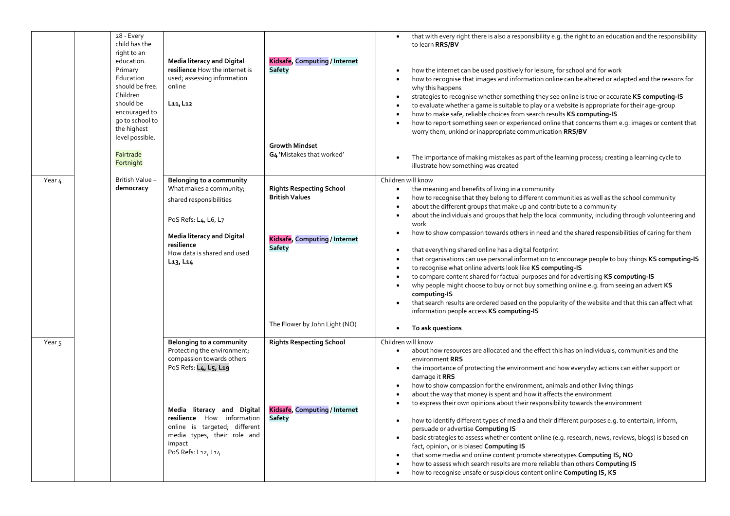| | | | | | |
|---|---|---|---|---|---|
| | | 28 - Every child has the right to an education. Primary Education should be free. Children should be encouraged to go to school to the highest level possible.<br><br>Fairtrade Fortnight | **Media literacy and Digital resilience** How the internet is used; assessing information online<br><br>**L11, L12** | **Kidsafe, Computing / Internet Safety**<br><br>**Growth Mindset**<br>**G4** 'Mistakes that worked' | • that with every right there is also a responsibility e.g. the right to an education and the responsibility to learn **RRS/BV**<br><br>• how the internet can be used positively for leisure, for school and for work<br>• how to recognise that images and information online can be altered or adapted and the reasons for why this happens<br>• strategies to recognise whether something they see online is true or accurate **KS computing-IS**<br>• to evaluate whether a game is suitable to play or a website is appropriate for their age-group<br>• how to make safe, reliable choices from search results **KS computing-IS**<br>• how to report something seen or experienced online that concerns them e.g. images or content that worry them, unkind or inappropriate communication **RRS/BV**<br><br>• The importance of making mistakes as part of the learning process; creating a learning cycle to illustrate how something was created |
| Year 4 | | British Value – **democracy** | **Belonging to a community**<br>What makes a community; shared responsibilities<br><br>PoS Refs: L4, L6, L7<br><br>**Media literacy and Digital resilience**<br>How data is shared and used<br>**L13, L14** | **Rights Respecting School**<br>**British Values**<br><br>**Kidsafe, Computing / Internet Safety**<br><br>The Flower by John Light (NO) | Children will know<br>• the meaning and benefits of living in a community<br>• how to recognise that they belong to different communities as well as the school community<br>• about the different groups that make up and contribute to a community<br>• about the individuals and groups that help the local community, including through volunteering and work<br>• how to show compassion towards others in need and the shared responsibilities of caring for them<br><br>• that everything shared online has a digital footprint<br>• that organisations can use personal information to encourage people to buy things **KS computing-IS**<br>• to recognise what online adverts look like **KS computing-IS**<br>• to compare content shared for factual purposes and for advertising **KS computing-IS**<br>• why people might choose to buy or not buy something online e.g. from seeing an advert **KS computing-IS**<br>• that search results are ordered based on the popularity of the website and that this can affect what information people access **KS computing-IS**<br><br>• **To ask questions** |
| Year 5 | | | **Belonging to a community**<br>Protecting the environment; compassion towards others<br>PoS Refs: **L4, L5, L19**<br><br>**Media literacy and Digital resilience** How information online is targeted; different media types, their role and impact<br>PoS Refs: L12, L14 | **Rights Respecting School**<br><br>**Kidsafe, Computing / Internet Safety** | Children will know<br>• about how resources are allocated and the effect this has on individuals, communities and the environment **RRS**<br>• the importance of protecting the environment and how everyday actions can either support or damage it **RRS**<br>• how to show compassion for the environment, animals and other living things<br>• about the way that money is spent and how it affects the environment<br>• to express their own opinions about their responsibility towards the environment<br><br>• how to identify different types of media and their different purposes e.g. to entertain, inform, persuade or advertise **Computing IS**<br>• basic strategies to assess whether content online (e.g. research, news, reviews, blogs) is based on fact, opinion, or is biased **Computing IS**<br>• that some media and online content promote stereotypes **Computing IS, NO**<br>• how to assess which search results are more reliable than others **Computing IS**<br>• how to recognise unsafe or suspicious content online **Computing IS, KS** |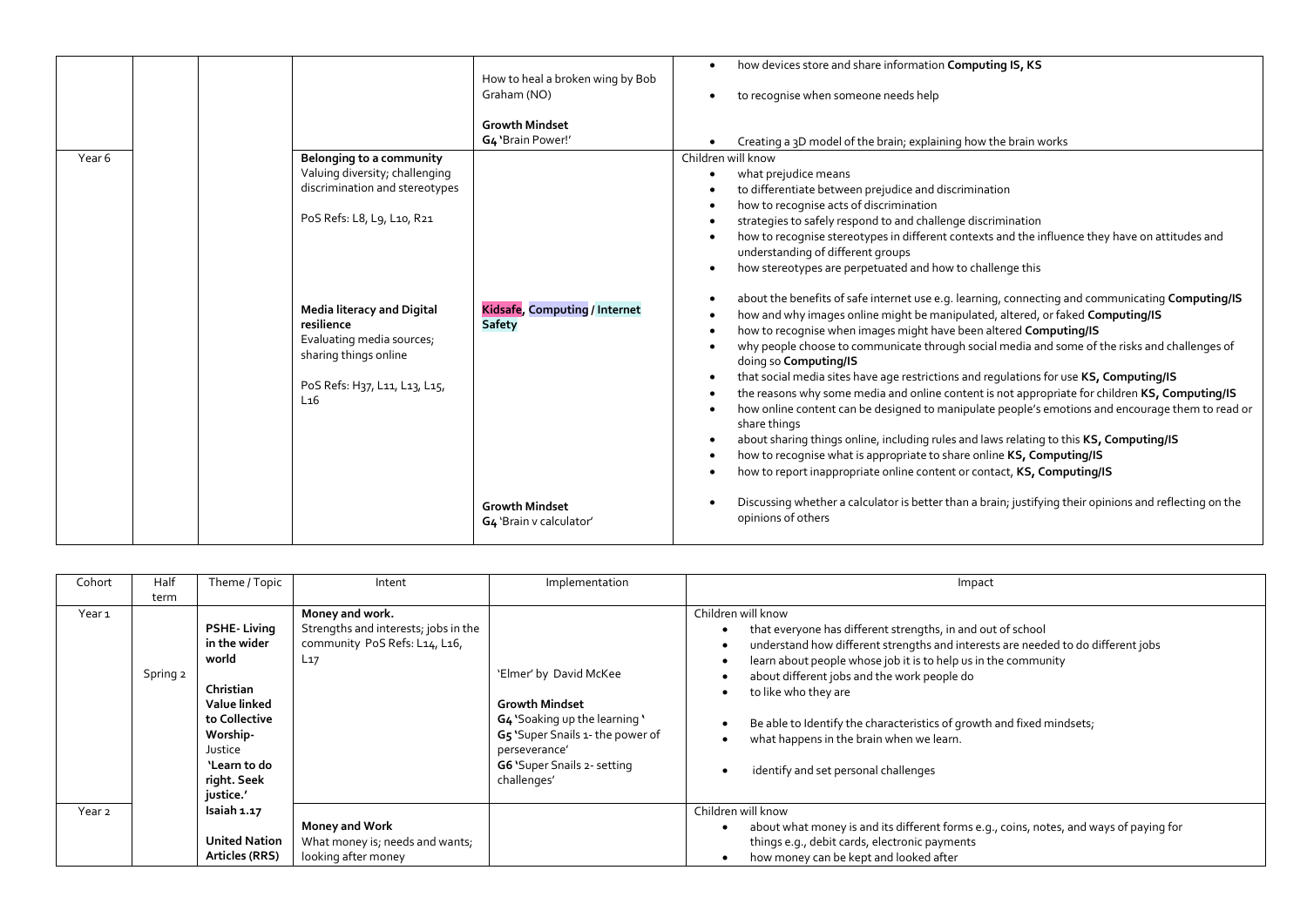| | | | | | |
|---|---|---|---|---|---|
| | | | | How to heal a broken wing by Bob Graham (NO)<br><br>**Growth Mindset**<br>**G4** 'Brain Power!' | • how devices store and share information **Computing IS, KS**<br>• to recognise when someone needs help<br><br>• Creating a 3D model of the brain; explaining how the brain works |
| Year 6 | | | **Belonging to a community**<br>Valuing diversity; challenging discrimination and stereotypes<br><br>PoS Refs: L8, L9, L10, R21 | | Children will know<br>• what prejudice means<br>• to differentiate between prejudice and discrimination<br>• how to recognise acts of discrimination<br>• strategies to safely respond to and challenge discrimination<br>• how to recognise stereotypes in different contexts and the influence they have on attitudes and understanding of different groups<br>• how stereotypes are perpetuated and how to challenge this |
| | | | **Media literacy and Digital resilience**<br>Evaluating media sources; sharing things online<br><br>PoS Refs: H37, L11, L13, L15, L16 | **Kidsafe**, **Computing** / **Internet Safety** | • about the benefits of safe internet use e.g. learning, connecting and communicating **Computing/IS**<br>• how and why images online might be manipulated, altered, or faked **Computing/IS**<br>• how to recognise when images might have been altered **Computing/IS**<br>• why people choose to communicate through social media and some of the risks and challenges of doing so **Computing/IS**<br>• that social media sites have age restrictions and regulations for use **KS, Computing/IS**<br>• the reasons why some media and online content is not appropriate for children **KS, Computing/IS**<br>• how online content can be designed to manipulate people's emotions and encourage them to read or share things<br>• about sharing things online, including rules and laws relating to this **KS, Computing/IS**<br>• how to recognise what is appropriate to share online **KS, Computing/IS**<br>• how to report inappropriate online content or contact, **KS, Computing/IS** |
| | | | | **Growth Mindset**<br>**G4** 'Brain v calculator' | • Discussing whether a calculator is better than a brain; justifying their opinions and reflecting on the opinions of others |

| Cohort | Half term | Theme / Topic | Intent | Implementation | Impact |
|---|---|---|---|---|---|
| Year 1 | Spring 2 | **PSHE- Living in the wider world**<br><br>**Christian Value linked to Collective Worship-** Justice<br>**'Learn to do right. Seek justice.'**<br>**Isaiah 1.17**<br><br>**United Nation Articles (RRS)** | **Money and work.**<br>Strengths and interests; jobs in the community PoS Refs: L14, L16, L17 | 'Elmer' by David McKee<br><br>**Growth Mindset**<br>**G4** 'Soaking up the learning '<br>**G5** 'Super Snails 1- the power of perseverance'<br>**G6** 'Super Snails 2- setting challenges' | Children will know<br>• that everyone has different strengths, in and out of school<br>• understand how different strengths and interests are needed to do different jobs<br>• learn about people whose job it is to help us in the community<br>• about different jobs and the work people do<br>• to like who they are<br><br>• Be able to Identify the characteristics of growth and fixed mindsets;<br>• what happens in the brain when we learn.<br><br>• identify and set personal challenges |
| Year 2 | | | **Money and Work**<br>What money is; needs and wants; looking after money | | Children will know<br>• about what money is and its different forms e.g., coins, notes, and ways of paying for things e.g., debit cards, electronic payments<br>• how money can be kept and looked after |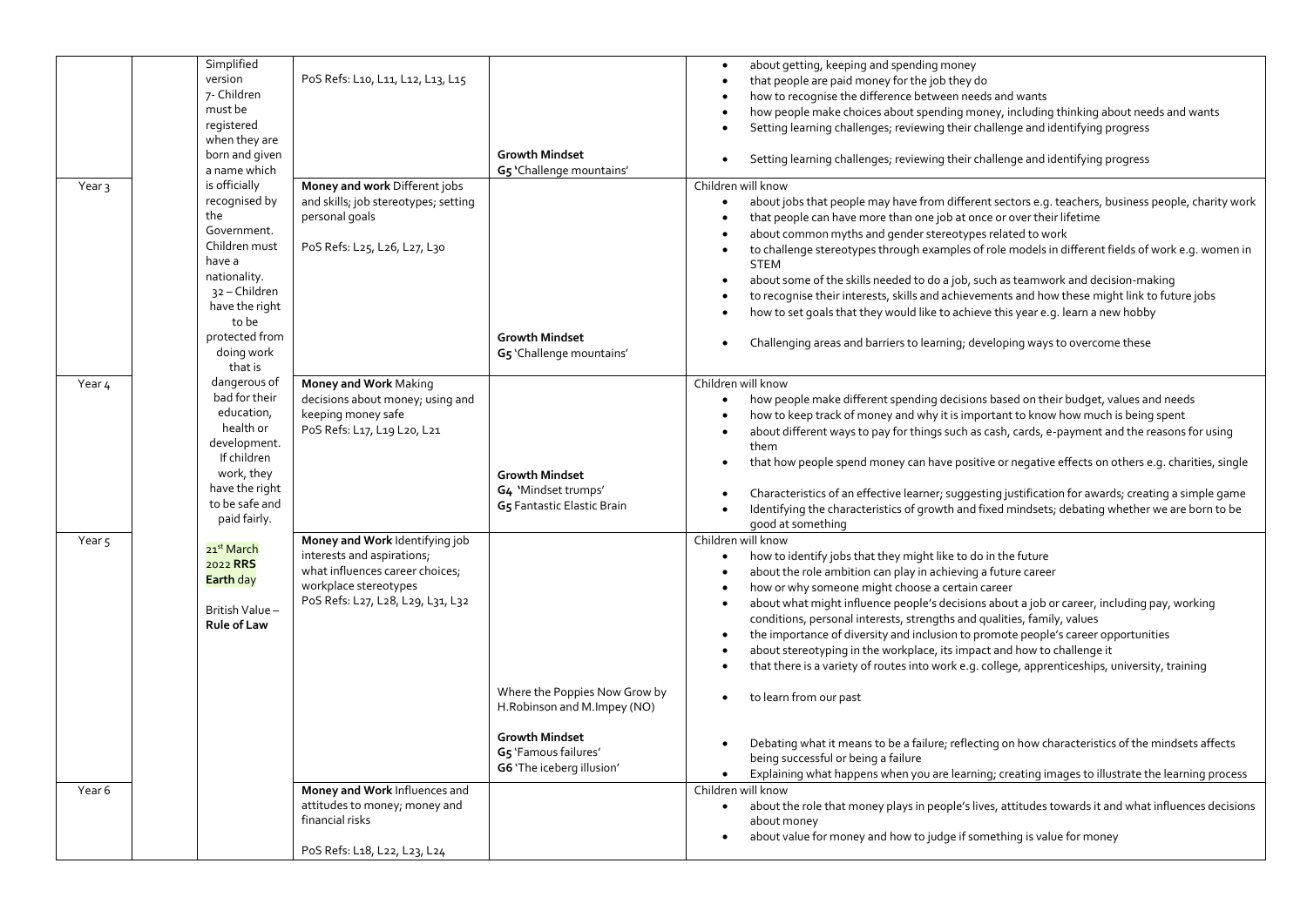| | | | | | |
|---|---|---|---|---|---|
| | | Simplified version 7- Children must be registered when they are born and given a name which is officially recognised by the Government. Children must have a nationality. 32 – Children have the right to be protected from doing work that is dangerous of bad for their education, health or development. If children work, they have the right to be safe and paid fairly.<br><br>21st March 2022 **RRS Earth** day<br><br>British Value – **Rule of Law** | PoS Refs: L10, L11, L12, L13, L15 | **Growth Mindset**<br>**G5** 'Challenge mountains' | • about getting, keeping and spending money<br>• that people are paid money for the job they do<br>• how to recognise the difference between needs and wants<br>• how people make choices about spending money, including thinking about needs and wants<br>• Setting learning challenges; reviewing their challenge and identifying progress<br><br>• Setting learning challenges; reviewing their challenge and identifying progress |
| Year 3 | | | **Money and work** Different jobs and skills; job stereotypes; setting personal goals<br><br>PoS Refs: L25, L26, L27, L30 | **Growth Mindset**<br>**G5** 'Challenge mountains' | Children will know<br>• about jobs that people may have from different sectors e.g. teachers, business people, charity work<br>• that people can have more than one job at once or over their lifetime<br>• about common myths and gender stereotypes related to work<br>• to challenge stereotypes through examples of role models in different fields of work e.g. women in STEM<br>• about some of the skills needed to do a job, such as teamwork and decision-making<br>• to recognise their interests, skills and achievements and how these might link to future jobs<br>• how to set goals that they would like to achieve this year e.g. learn a new hobby<br><br>• Challenging areas and barriers to learning; developing ways to overcome these |
| Year 4 | | | **Money and Work** Making decisions about money; using and keeping money safe<br>PoS Refs: L17, L19 L20, L21 | **Growth Mindset**<br>**G4** 'Mindset trumps'<br>**G5** Fantastic Elastic Brain | Children will know<br>• how people make different spending decisions based on their budget, values and needs<br>• how to keep track of money and why it is important to know how much is being spent<br>• about different ways to pay for things such as cash, cards, e-payment and the reasons for using them<br>• that how people spend money can have positive or negative effects on others e.g. charities, single<br><br>• Characteristics of an effective learner; suggesting justification for awards; creating a simple game<br>• Identifying the characteristics of growth and fixed mindsets; debating whether we are born to be good at something |
| Year 5 | | | **Money and Work** Identifying job interests and aspirations; what influences career choices; workplace stereotypes<br>PoS Refs: L27, L28, L29, L31, L32 | Where the Poppies Now Grow by H.Robinson and M.Impey (NO)<br><br>**Growth Mindset**<br>**G5** 'Famous failures'<br>**G6** 'The iceberg illusion' | Children will know<br>• how to identify jobs that they might like to do in the future<br>• about the role ambition can play in achieving a future career<br>• how or why someone might choose a certain career<br>• about what might influence people's decisions about a job or career, including pay, working conditions, personal interests, strengths and qualities, family, values<br>• the importance of diversity and inclusion to promote people's career opportunities<br>• about stereotyping in the workplace, its impact and how to challenge it<br>• that there is a variety of routes into work e.g. college, apprenticeships, university, training<br><br>• to learn from our past<br><br>• Debating what it means to be a failure; reflecting on how characteristics of the mindsets affects being successful or being a failure<br>• Explaining what happens when you are learning; creating images to illustrate the learning process |
| Year 6 | | | **Money and Work** Influences and attitudes to money; money and financial risks<br><br>PoS Refs: L18, L22, L23, L24 | | Children will know<br>• about the role that money plays in people's lives, attitudes towards it and what influences decisions about money<br>• about value for money and how to judge if something is value for money |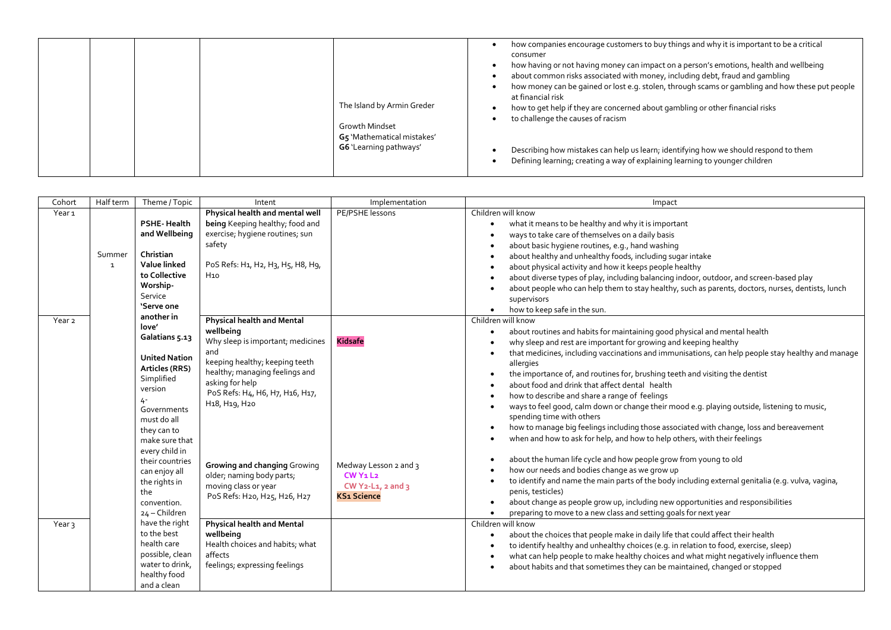| | | | | | |
|---|---|---|---|---|---|
| | | | | The Island by Armin Greder<br><br>Growth Mindset<br>**G5** 'Mathematical mistakes'<br>**G6** 'Learning pathways' | • how companies encourage customers to buy things and why it is important to be a critical consumer<br>• how having or not having money can impact on a person's emotions, health and wellbeing<br>• about common risks associated with money, including debt, fraud and gambling<br>• how money can be gained or lost e.g. stolen, through scams or gambling and how these put people at financial risk<br>• how to get help if they are concerned about gambling or other financial risks<br>• to challenge the causes of racism<br><br>• Describing how mistakes can help us learn; identifying how we should respond to them<br>• Defining learning; creating a way of explaining learning to younger children |

| Cohort | Half term | Theme / Topic | Intent | Implementation | Impact |
|---|---|---|---|---|---|
| Year 1 | Summer 1 | **PSHE- Health and Wellbeing**<br><br>**Christian Value linked to Collective Worship-** Service **'Serve one another in love'** **Galatians 5.13**<br><br>**United Nation Articles (RRS)** Simplified version<br>4- Governments must do all they can to make sure that every child in their countries can enjoy all the rights in the convention.<br>24 – Children have the right to the best health care possible, clean water to drink, healthy food and a clean | **Physical health and mental well being** Keeping healthy; food and exercise; hygiene routines; sun safety<br><br>PoS Refs: H1, H2, H3, H5, H8, H9, H10 | PE/PSHE lessons | Children will know<br>• what it means to be healthy and why it is important<br>• ways to take care of themselves on a daily basis<br>• about basic hygiene routines, e.g., hand washing<br>• about healthy and unhealthy foods, including sugar intake<br>• about physical activity and how it keeps people healthy<br>• about diverse types of play, including balancing indoor, outdoor, and screen-based play<br>• about people who can help them to stay healthy, such as parents, doctors, nurses, dentists, lunch supervisors<br>• how to keep safe in the sun. |
| Year 2 | | | **Physical health and Mental wellbeing**<br>Why sleep is important; medicines and keeping healthy; keeping teeth healthy; managing feelings and asking for help<br>PoS Refs: H4, H6, H7, H16, H17, H18, H19, H20<br><br>**Growing and changing** Growing older; naming body parts; moving class or year<br>PoS Refs: H20, H25, H26, H27 | **Kidsafe**<br><br>Medway Lesson 2 and 3<br>**CW Y1 L2**<br>**CW Y2-L1, 2 and 3**<br>**KS1 Science** | Children will know<br>• about routines and habits for maintaining good physical and mental health<br>• why sleep and rest are important for growing and keeping healthy<br>• that medicines, including vaccinations and immunisations, can help people stay healthy and manage allergies<br>• the importance of, and routines for, brushing teeth and visiting the dentist<br>• about food and drink that affect dental health<br>• how to describe and share a range of feelings<br>• ways to feel good, calm down or change their mood e.g. playing outside, listening to music, spending time with others<br>• how to manage big feelings including those associated with change, loss and bereavement<br>• when and how to ask for help, and how to help others, with their feelings<br><br>• about the human life cycle and how people grow from young to old<br>• how our needs and bodies change as we grow up<br>• to identify and name the main parts of the body including external genitalia (e.g. vulva, vagina, penis, testicles)<br>• about change as people grow up, including new opportunities and responsibilities<br>• preparing to move to a new class and setting goals for next year |
| Year 3 | | | **Physical health and Mental wellbeing**<br>Health choices and habits; what affects feelings; expressing feelings | | Children will know<br>• about the choices that people make in daily life that could affect their health<br>• to identify healthy and unhealthy choices (e.g. in relation to food, exercise, sleep)<br>• what can help people to make healthy choices and what might negatively influence them<br>• about habits and that sometimes they can be maintained, changed or stopped |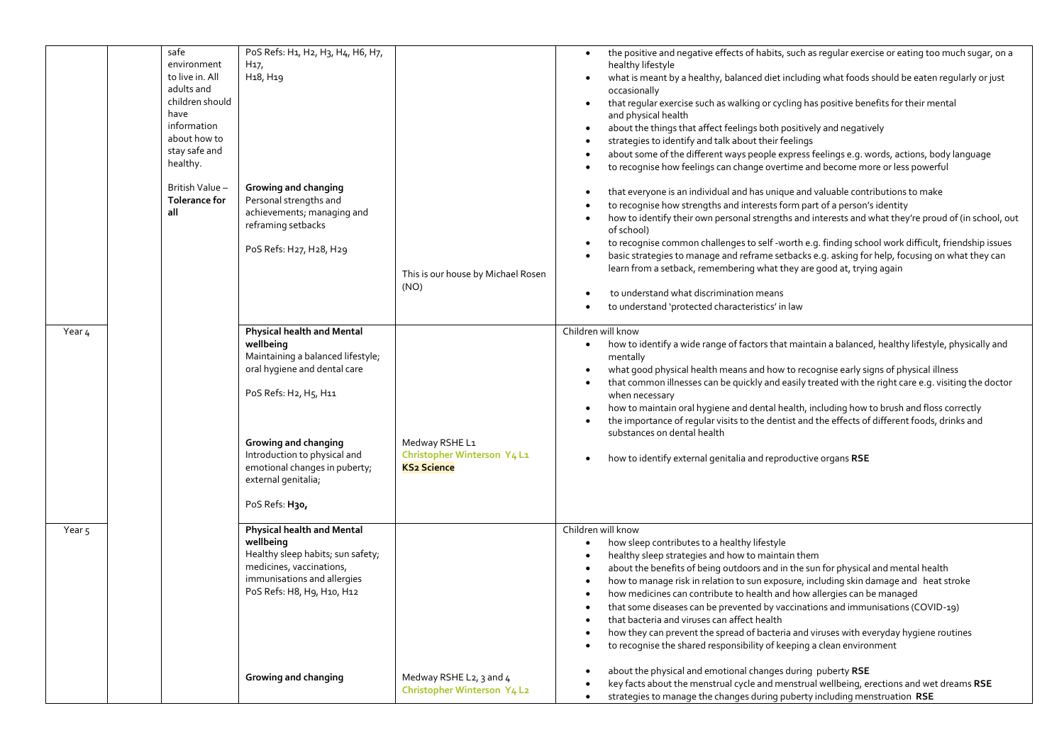| | | | | | |
|---|---|---|---|---|---|
| | | safe environment to live in. All adults and children should have information about how to stay safe and healthy. | PoS Refs: H1, H2, H3, H4, H6, H7, H17, H18, H19 | | • the positive and negative effects of habits, such as regular exercise or eating too much sugar, on a healthy lifestyle<br>• what is meant by a healthy, balanced diet including what foods should be eaten regularly or just occasionally<br>• that regular exercise such as walking or cycling has positive benefits for their mental and physical health<br>• about the things that affect feelings both positively and negatively<br>• strategies to identify and talk about their feelings<br>• about some of the different ways people express feelings e.g. words, actions, body language<br>• to recognise how feelings can change overtime and become more or less powerful |
| | | British Value – **Tolerance for all** | **Growing and changing**<br>Personal strengths and achievements; managing and reframing setbacks<br><br>PoS Refs: H27, H28, H29 | This is our house by Michael Rosen (NO) | • that everyone is an individual and has unique and valuable contributions to make<br>• to recognise how strengths and interests form part of a person's identity<br>• how to identify their own personal strengths and interests and what they're proud of (in school, out of school)<br>• to recognise common challenges to self -worth e.g. finding school work difficult, friendship issues<br>• basic strategies to manage and reframe setbacks e.g. asking for help, focusing on what they can learn from a setback, remembering what they are good at, trying again<br><br>• to understand what discrimination means<br>• to understand 'protected characteristics' in law |
| Year 4 | | | **Physical health and Mental wellbeing**<br>Maintaining a balanced lifestyle; oral hygiene and dental care<br><br>PoS Refs: H2, H5, H11 | | Children will know<br>• how to identify a wide range of factors that maintain a balanced, healthy lifestyle, physically and mentally<br>• what good physical health means and how to recognise early signs of physical illness<br>• that common illnesses can be quickly and easily treated with the right care e.g. visiting the doctor when necessary<br>• how to maintain oral hygiene and dental health, including how to brush and floss correctly<br>• the importance of regular visits to the dentist and the effects of different foods, drinks and substances on dental health |
| | | | **Growing and changing**<br>Introduction to physical and emotional changes in puberty; external genitalia;<br><br>PoS Refs: **H30,** | Medway RSHE L1<br>Christopher Winterson Y4 L1<br>**KS2 Science** | • how to identify external genitalia and reproductive organs **RSE** |
| Year 5 | | | **Physical health and Mental wellbeing**<br>Healthy sleep habits; sun safety; medicines, vaccinations, immunisations and allergies<br>PoS Refs: H8, H9, H10, H12 | | Children will know<br>• how sleep contributes to a healthy lifestyle<br>• healthy sleep strategies and how to maintain them<br>• about the benefits of being outdoors and in the sun for physical and mental health<br>• how to manage risk in relation to sun exposure, including skin damage and heat stroke<br>• how medicines can contribute to health and how allergies can be managed<br>• that some diseases can be prevented by vaccinations and immunisations (COVID-19)<br>• that bacteria and viruses can affect health<br>• how they can prevent the spread of bacteria and viruses with everyday hygiene routines<br>• to recognise the shared responsibility of keeping a clean environment |
| | | | **Growing and changing** | Medway RSHE L2, 3 and 4<br>Christopher Winterson Y4 L2 | • about the physical and emotional changes during puberty **RSE**<br>• key facts about the menstrual cycle and menstrual wellbeing, erections and wet dreams **RSE**<br>• strategies to manage the changes during puberty including menstruation **RSE** |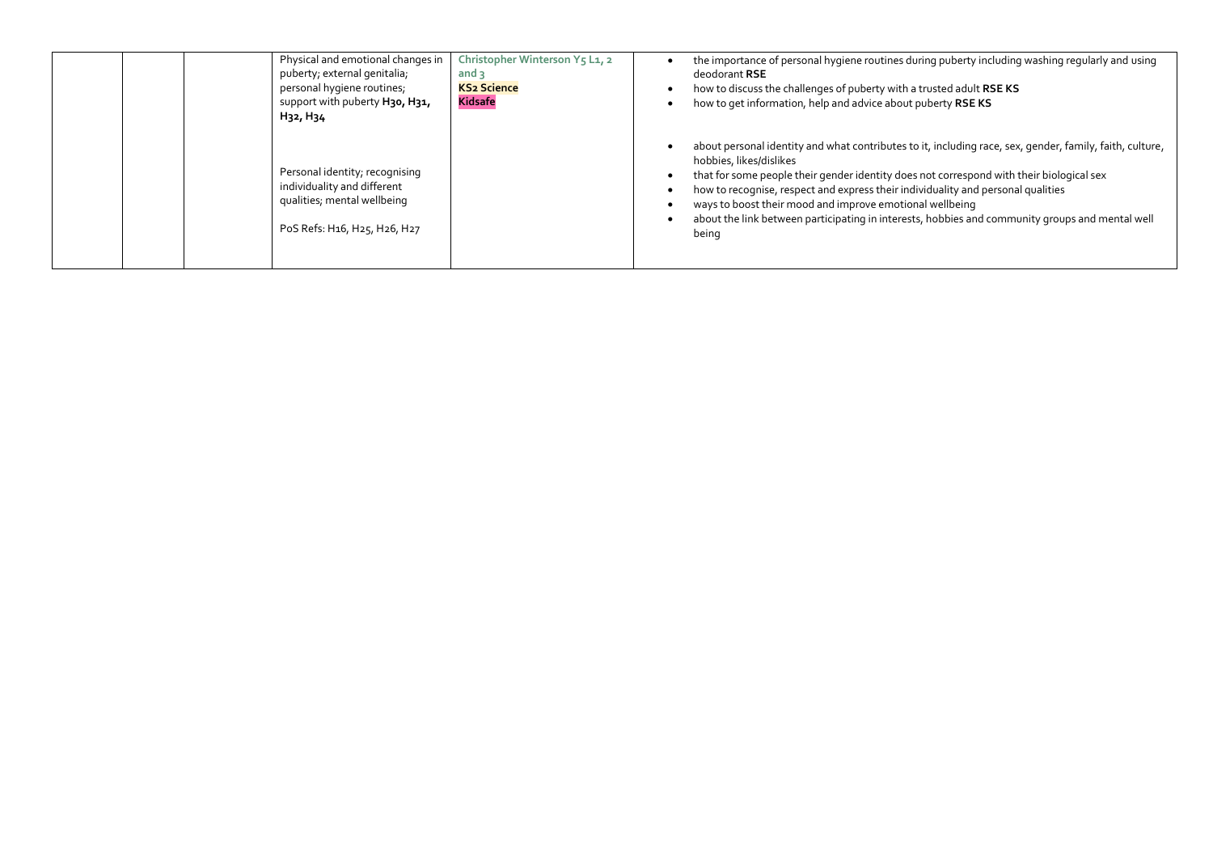| | | | | | |
|---|---|---|---|---|---|
| | | | Physical and emotional changes in puberty; external genitalia; personal hygiene routines; support with puberty **H30, H31, H32, H34**<br><br>Personal identity; recognising individuality and different qualities; mental wellbeing<br><br>PoS Refs: H16, H25, H26, H27 | **Christopher Winterson Y5 L1, 2 and 3**<br>**KS2 Science**<br>**Kidsafe** | • the importance of personal hygiene routines during puberty including washing regularly and using deodorant **RSE**<br>• how to discuss the challenges of puberty with a trusted adult **RSE KS**<br>• how to get information, help and advice about puberty **RSE KS**<br><br>• about personal identity and what contributes to it, including race, sex, gender, family, faith, culture, hobbies, likes/dislikes<br>• that for some people their gender identity does not correspond with their biological sex<br>• how to recognise, respect and express their individuality and personal qualities<br>• ways to boost their mood and improve emotional wellbeing<br>• about the link between participating in interests, hobbies and community groups and mental well being |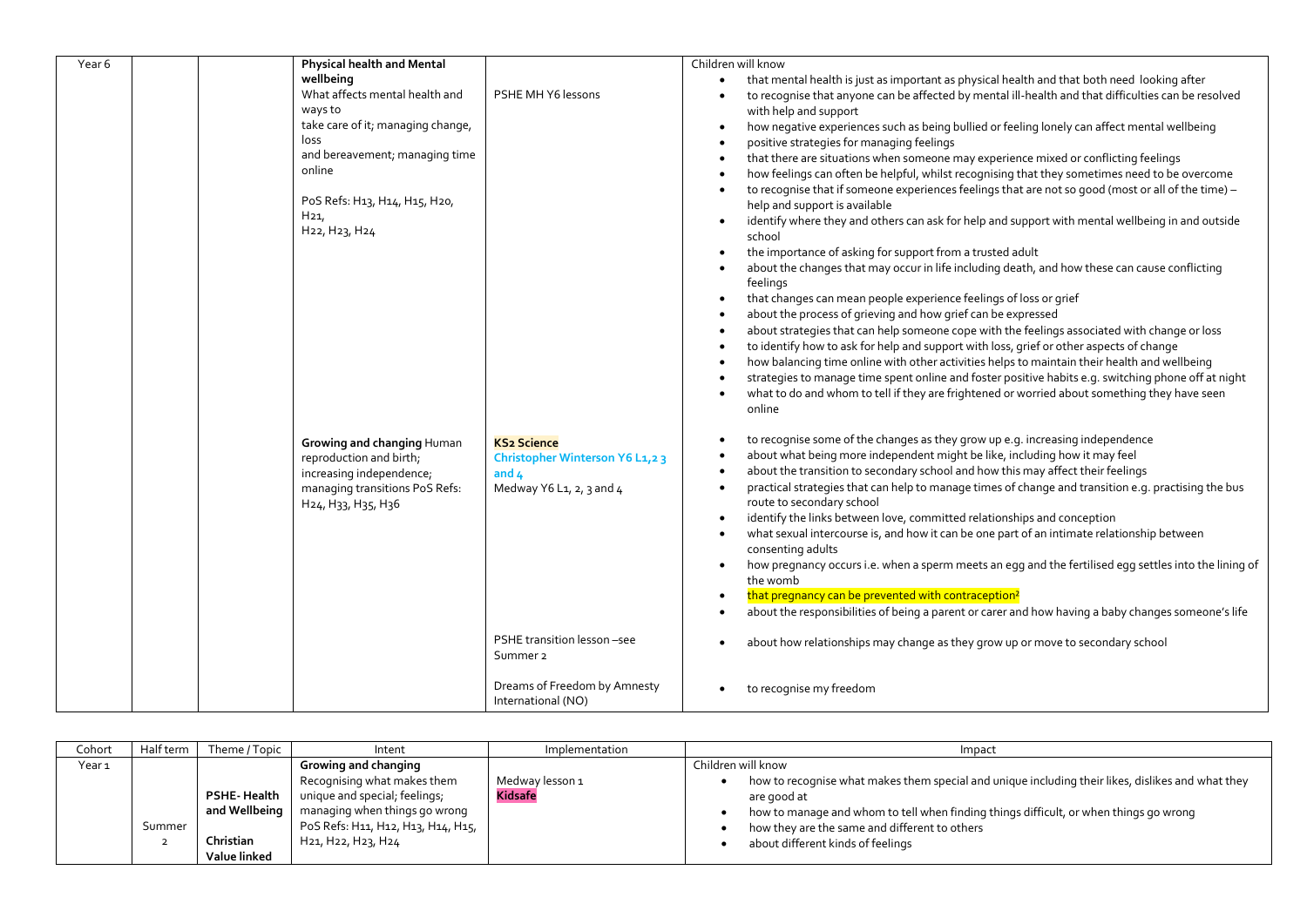| Year 6 | | | **Physical health and Mental wellbeing**<br>What affects mental health and ways to<br>take care of it; managing change, loss<br>and bereavement; managing time online<br><br>PoS Refs: H13, H14, H15, H20, H21,<br>H22, H23, H24 | PSHE MH Y6 lessons | Children will know<br>• that mental health is just as important as physical health and that both need looking after<br>• to recognise that anyone can be affected by mental ill-health and that difficulties can be resolved with help and support<br>• how negative experiences such as being bullied or feeling lonely can affect mental wellbeing<br>• positive strategies for managing feelings<br>• that there are situations when someone may experience mixed or conflicting feelings<br>• how feelings can often be helpful, whilst recognising that they sometimes need to be overcome<br>• to recognise that if someone experiences feelings that are not so good (most or all of the time) – help and support is available<br>• identify where they and others can ask for help and support with mental wellbeing in and outside school<br>• the importance of asking for support from a trusted adult<br>• about the changes that may occur in life including death, and how these can cause conflicting feelings<br>• that changes can mean people experience feelings of loss or grief<br>• about the process of grieving and how grief can be expressed<br>• about strategies that can help someone cope with the feelings associated with change or loss<br>• to identify how to ask for help and support with loss, grief or other aspects of change<br>• how balancing time online with other activities helps to maintain their health and wellbeing<br>• strategies to manage time spent online and foster positive habits e.g. switching phone off at night<br>• what to do and whom to tell if they are frightened or worried about something they have seen online |
|---|---|---|---|---|---|
| | | | **Growing and changing** Human reproduction and birth; increasing independence; managing transitions PoS Refs: H24, H33, H35, H36 | **KS2 Science**<br>**Christopher Winterson Y6 L1,2 3 and 4**<br>Medway Y6 L1, 2, 3 and 4 | • to recognise some of the changes as they grow up e.g. increasing independence<br>• about what being more independent might be like, including how it may feel<br>• about the transition to secondary school and how this may affect their feelings<br>• practical strategies that can help to manage times of change and transition e.g. practising the bus route to secondary school<br>• identify the links between love, committed relationships and conception<br>• what sexual intercourse is, and how it can be one part of an intimate relationship between consenting adults<br>• how pregnancy occurs i.e. when a sperm meets an egg and the fertilised egg settles into the lining of the womb<br>• that pregnancy can be prevented with contraception[2]<br>• about the responsibilities of being a parent or carer and how having a baby changes someone's life |
| | | | | PSHE transition lesson –see Summer 2 | • about how relationships may change as they grow up or move to secondary school |
| | | | | Dreams of Freedom by Amnesty International (NO) | • to recognise my freedom |

| Cohort | Half term | Theme / Topic | Intent | Implementation | Impact |
|---|---|---|---|---|---|
| Year 1 | Summer 2 | **PSHE- Health and Wellbeing**<br><br>**Christian Value linked** | **Growing and changing**<br>Recognising what makes them unique and special; feelings; managing when things go wrong<br>PoS Refs: H11, H12, H13, H14, H15, H21, H22, H23, H24 | Medway lesson 1<br>**Kidsafe** | Children will know<br>• how to recognise what makes them special and unique including their likes, dislikes and what they are good at<br>• how to manage and whom to tell when finding things difficult, or when things go wrong<br>• how they are the same and different to others<br>• about different kinds of feelings |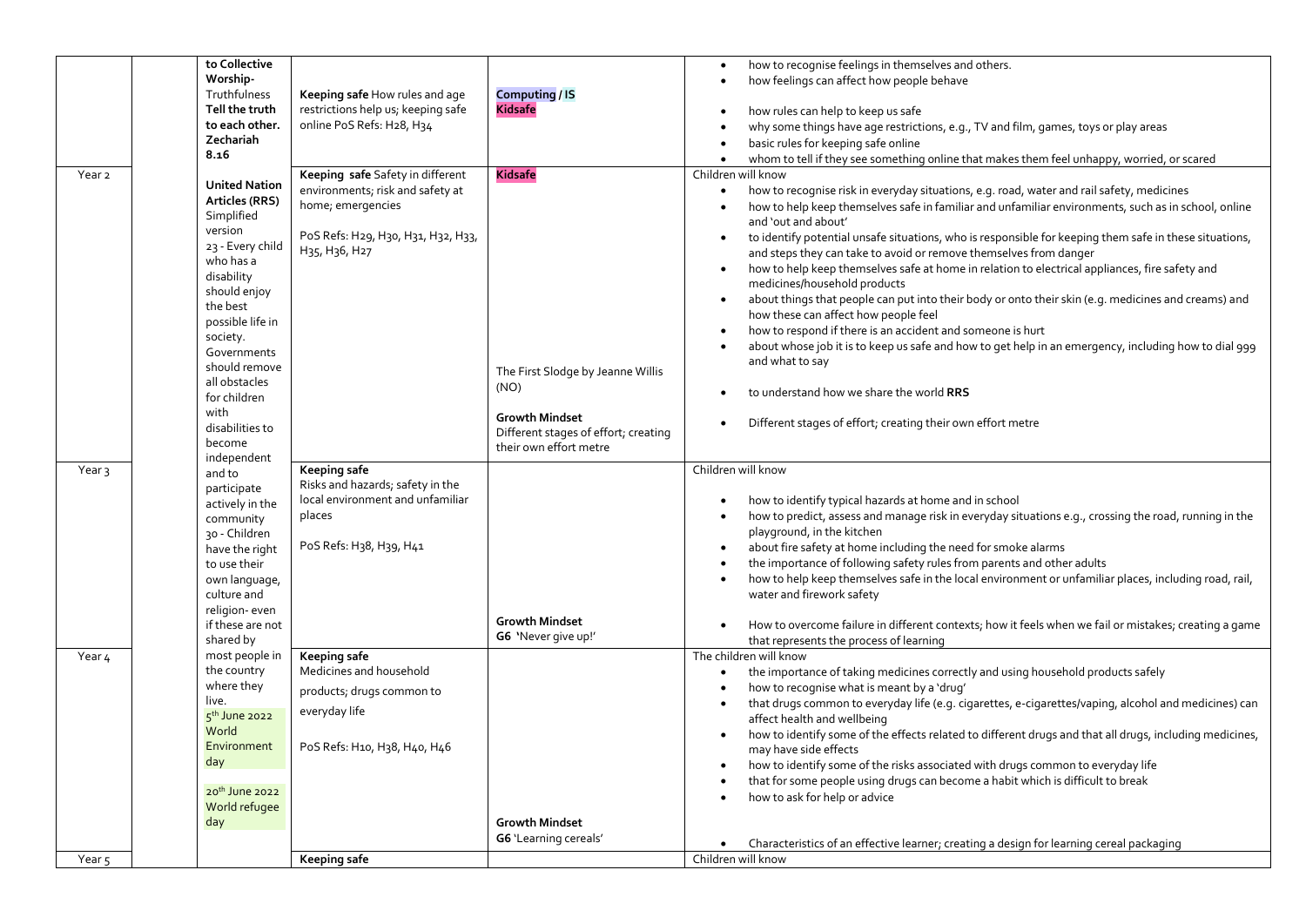| | | | | | |
|---|---|---|---|---|---|
| | | **to Collective Worship-** Truthfulness **Tell the truth to each other. Zechariah 8.16** | **Keeping safe** How rules and age restrictions help us; keeping safe online PoS Refs: H28, H34 | **Computing / IS** **Kidsafe** | • how to recognise feelings in themselves and others.<br>• how feelings can affect how people behave<br>• how rules can help to keep us safe<br>• why some things have age restrictions, e.g., TV and film, games, toys or play areas<br>• basic rules for keeping safe online<br>• whom to tell if they see something online that makes them feel unhappy, worried, or scared |
| Year 2 | | **United Nation Articles (RRS)** Simplified version 23 - Every child who has a disability should enjoy the best possible life in society. Governments should remove all obstacles for children with disabilities to become independent and to participate actively in the community 30 - Children have the right to use their own language, culture and religion- even if these are not shared by most people in the country where they live. 5th June 2022 World Environment day 20th June 2022 World refugee day | **Keeping safe** Safety in different environments; risk and safety at home; emergencies<br><br>PoS Refs: H29, H30, H31, H32, H33, H35, H36, H27 | **Kidsafe**<br><br>The First Slodge by Jeanne Willis (NO)<br><br>**Growth Mindset** Different stages of effort; creating their own effort metre | Children will know<br>• how to recognise risk in everyday situations, e.g. road, water and rail safety, medicines<br>• how to help keep themselves safe in familiar and unfamiliar environments, such as in school, online and 'out and about'<br>• to identify potential unsafe situations, who is responsible for keeping them safe in these situations, and steps they can take to avoid or remove themselves from danger<br>• how to help keep themselves safe at home in relation to electrical appliances, fire safety and medicines/household products<br>• about things that people can put into their body or onto their skin (e.g. medicines and creams) and how these can affect how people feel<br>• how to respond if there is an accident and someone is hurt<br>• about whose job it is to keep us safe and how to get help in an emergency, including how to dial 999 and what to say<br>• to understand how we share the world **RRS**<br>• Different stages of effort; creating their own effort metre |
| Year 3 | | | **Keeping safe** Risks and hazards; safety in the local environment and unfamiliar places<br><br>PoS Refs: H38, H39, H41 | **Growth Mindset** **G6** 'Never give up!' | Children will know<br>• how to identify typical hazards at home and in school<br>• how to predict, assess and manage risk in everyday situations e.g., crossing the road, running in the playground, in the kitchen<br>• about fire safety at home including the need for smoke alarms<br>• the importance of following safety rules from parents and other adults<br>• how to help keep themselves safe in the local environment or unfamiliar places, including road, rail, water and firework safety<br>• How to overcome failure in different contexts; how it feels when we fail or mistakes; creating a game that represents the process of learning |
| Year 4 | | | **Keeping safe** Medicines and household products; drugs common to everyday life<br><br>PoS Refs: H10, H38, H40, H46 | **Growth Mindset** **G6** 'Learning cereals' | The children will know<br>• the importance of taking medicines correctly and using household products safely<br>• how to recognise what is meant by a 'drug'<br>• that drugs common to everyday life (e.g. cigarettes, e-cigarettes/vaping, alcohol and medicines) can affect health and wellbeing<br>• how to identify some of the effects related to different drugs and that all drugs, including medicines, may have side effects<br>• how to identify some of the risks associated with drugs common to everyday life<br>• that for some people using drugs can become a habit which is difficult to break<br>• how to ask for help or advice<br>• Characteristics of an effective learner; creating a design for learning cereal packaging |
| Year 5 | | | **Keeping safe** | | Children will know |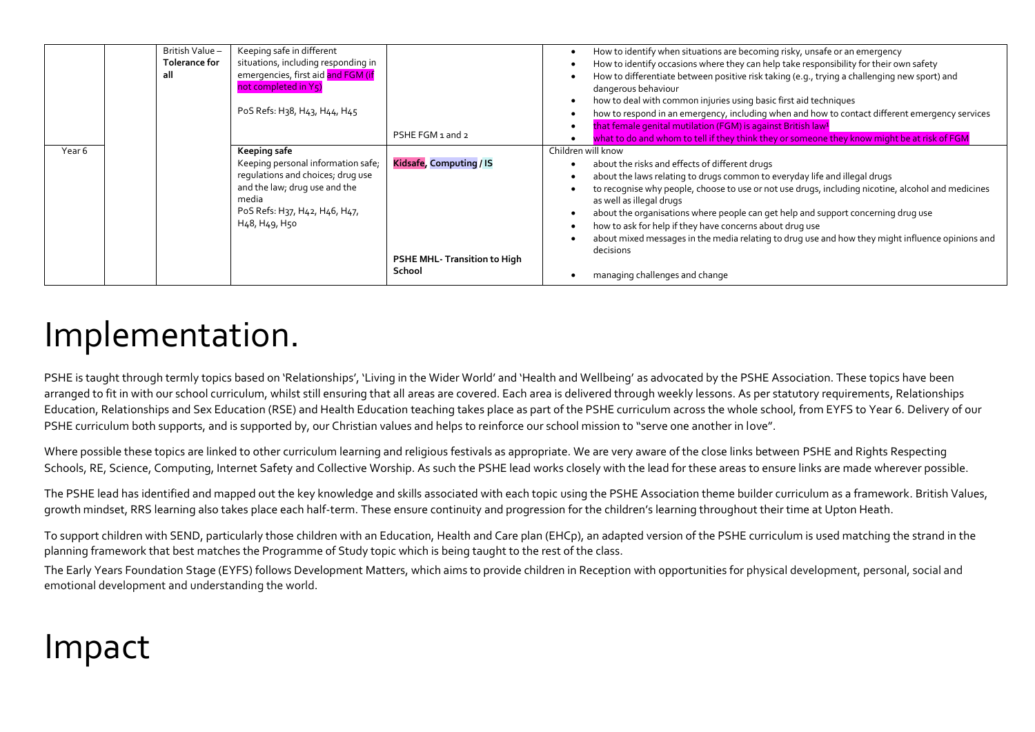|  |  | British Value – **Tolerance for all** | Keeping safe in different situations, including responding in emergencies, first aid and FGM (if not completed in Y5)<br><br>PoS Refs: H38, H43, H44, H45 | PSHE FGM 1 and 2 | • How to identify when situations are becoming risky, unsafe or an emergency<br>• How to identify occasions where they can help take responsibility for their own safety<br>• How to differentiate between positive risk taking (e.g., trying a challenging new sport) and dangerous behaviour<br>• how to deal with common injuries using basic first aid techniques<br>• how to respond in an emergency, including when and how to contact different emergency services<br>• that female genital mutilation (FGM) is against British law[1]<br>• what to do and whom to tell if they think they or someone they know might be at risk of FGM |
|---|---|---|---|---|---|
| Year 6 |  |  | **Keeping safe**<br>Keeping personal information safe; regulations and choices; drug use and the law; drug use and the media<br>PoS Refs: H37, H42, H46, H47, H48, H49, H50 | **Kidsafe, Computing / IS**<br><br>**PSHE MHL- Transition to High School** | Children will know<br>• about the risks and effects of different drugs<br>• about the laws relating to drugs common to everyday life and illegal drugs<br>• to recognise why people, choose to use or not use drugs, including nicotine, alcohol and medicines as well as illegal drugs<br>• about the organisations where people can get help and support concerning drug use<br>• how to ask for help if they have concerns about drug use<br>• about mixed messages in the media relating to drug use and how they might influence opinions and decisions<br><br>• managing challenges and change |

# Implementation.

PSHE is taught through termly topics based on 'Relationships', 'Living in the Wider World' and 'Health and Wellbeing' as advocated by the PSHE Association. These topics have been arranged to fit in with our school curriculum, whilst still ensuring that all areas are covered. Each area is delivered through weekly lessons. As per statutory requirements, Relationships Education, Relationships and Sex Education (RSE) and Health Education teaching takes place as part of the PSHE curriculum across the whole school, from EYFS to Year 6. Delivery of our PSHE curriculum both supports, and is supported by, our Christian values and helps to reinforce our school mission to "serve one another in love".

Where possible these topics are linked to other curriculum learning and religious festivals as appropriate. We are very aware of the close links between PSHE and Rights Respecting Schools, RE, Science, Computing, Internet Safety and Collective Worship. As such the PSHE lead works closely with the lead for these areas to ensure links are made wherever possible.

The PSHE lead has identified and mapped out the key knowledge and skills associated with each topic using the PSHE Association theme builder curriculum as a framework. British Values, growth mindset, RRS learning also takes place each half-term. These ensure continuity and progression for the children's learning throughout their time at Upton Heath.

To support children with SEND, particularly those children with an Education, Health and Care plan (EHCp), an adapted version of the PSHE curriculum is used matching the strand in the planning framework that best matches the Programme of Study topic which is being taught to the rest of the class.

The Early Years Foundation Stage (EYFS) follows Development Matters, which aims to provide children in Reception with opportunities for physical development, personal, social and emotional development and understanding the world.

# Impact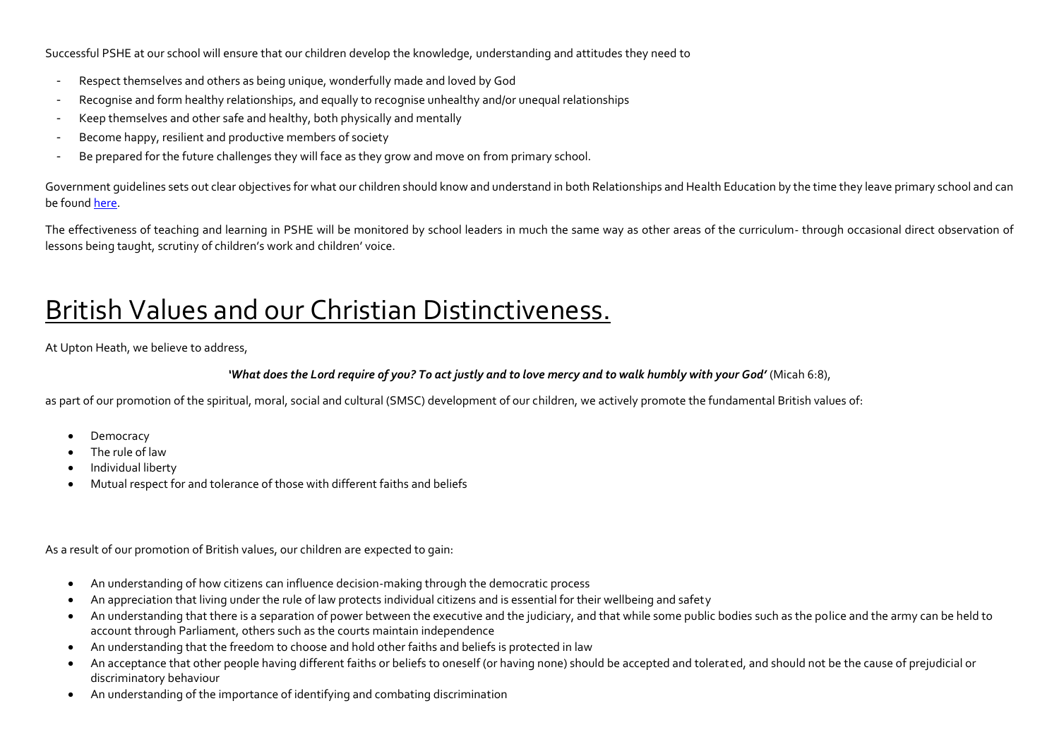Successful PSHE at our school will ensure that our children develop the knowledge, understanding and attitudes they need to

- Respect themselves and others as being unique, wonderfully made and loved by God
- Recognise and form healthy relationships, and equally to recognise unhealthy and/or unequal relationships
- Keep themselves and other safe and healthy, both physically and mentally
- Become happy, resilient and productive members of society
- Be prepared for the future challenges they will face as they grow and move on from primary school.

Government guidelines sets out clear objectives for what our children should know and understand in both Relationships and Health Education by the time they leave primary school and can be found here.

The effectiveness of teaching and learning in PSHE will be monitored by school leaders in much the same way as other areas of the curriculum- through occasional direct observation of lessons being taught, scrutiny of children's work and children' voice.

# British Values and our Christian Distinctiveness.

At Upton Heath, we believe to address,

***'What does the Lord require of you? To act justly and to love mercy and to walk humbly with your God'*** (Micah 6:8),

as part of our promotion of the spiritual, moral, social and cultural (SMSC) development of our children, we actively promote the fundamental British values of:

- Democracy
- The rule of law
- Individual liberty
- Mutual respect for and tolerance of those with different faiths and beliefs

As a result of our promotion of British values, our children are expected to gain:

- An understanding of how citizens can influence decision-making through the democratic process
- An appreciation that living under the rule of law protects individual citizens and is essential for their wellbeing and safety
- An understanding that there is a separation of power between the executive and the judiciary, and that while some public bodies such as the police and the army can be held to account through Parliament, others such as the courts maintain independence
- An understanding that the freedom to choose and hold other faiths and beliefs is protected in law
- An acceptance that other people having different faiths or beliefs to oneself (or having none) should be accepted and tolerated, and should not be the cause of prejudicial or discriminatory behaviour
- An understanding of the importance of identifying and combating discrimination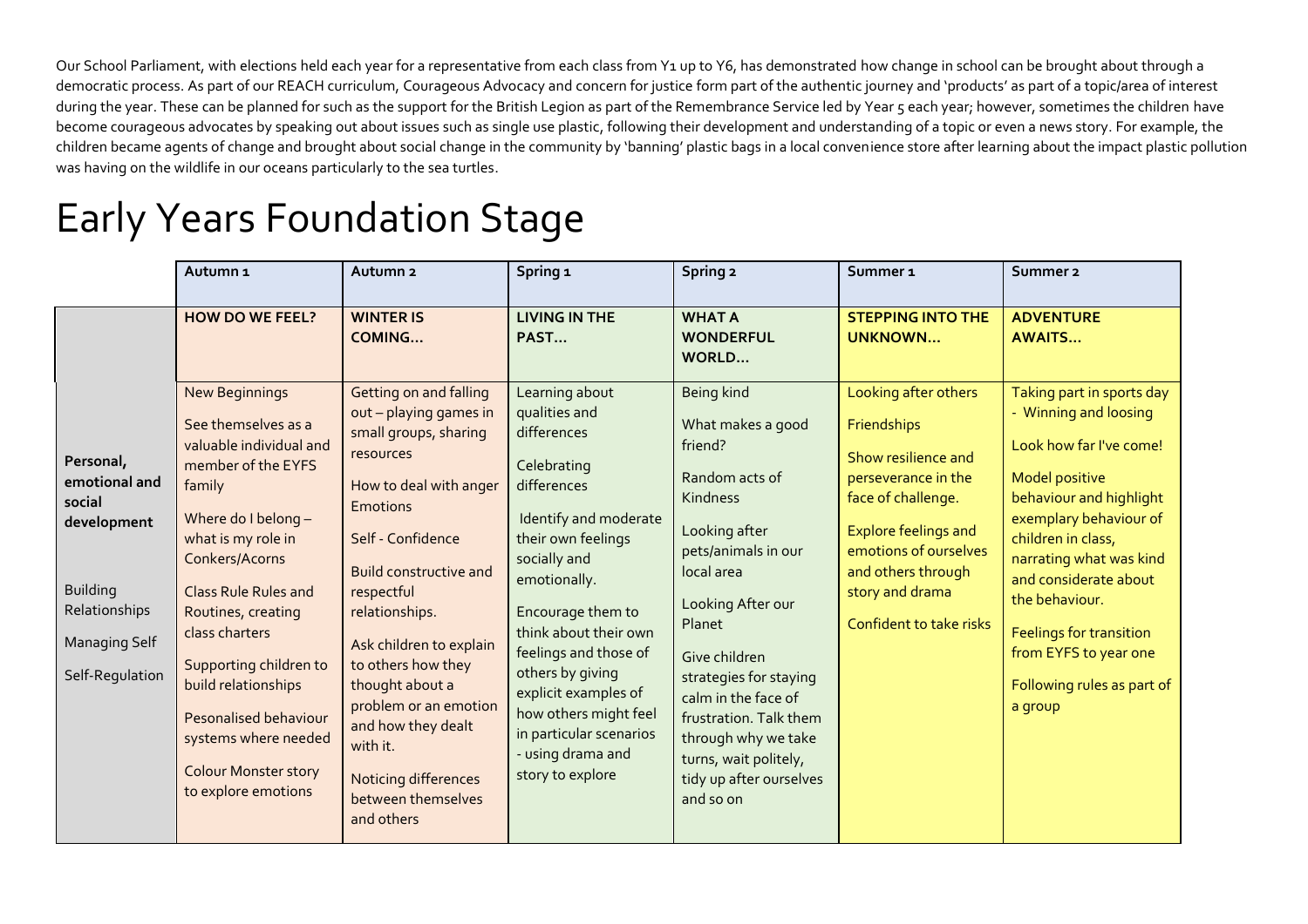Our School Parliament, with elections held each year for a representative from each class from Y1 up to Y6, has demonstrated how change in school can be brought about through a democratic process. As part of our REACH curriculum, Courageous Advocacy and concern for justice form part of the authentic journey and 'products' as part of a topic/area of interest during the year. These can be planned for such as the support for the British Legion as part of the Remembrance Service led by Year 5 each year; however, sometimes the children have become courageous advocates by speaking out about issues such as single use plastic, following their development and understanding of a topic or even a news story. For example, the children became agents of change and brought about social change in the community by 'banning' plastic bags in a local convenience store after learning about the impact plastic pollution was having on the wildlife in our oceans particularly to the sea turtles.

# Early Years Foundation Stage

| | Autumn 1 | Autumn 2 | Spring 1 | Spring 2 | Summer 1 | Summer 2 |
|---|---|---|---|---|---|---|
| | **HOW DO WE FEEL?** | **WINTER IS COMING…** | **LIVING IN THE PAST…** | **WHAT A WONDERFUL WORLD…** | **STEPPING INTO THE UNKNOWN…** | **ADVENTURE AWAITS…** |
| **Personal, emotional and social development**<br><br>Building Relationships<br><br>Managing Self<br><br>Self-Regulation | New Beginnings<br><br>See themselves as a valuable individual and member of the EYFS family<br><br>Where do I belong – what is my role in Conkers/Acorns<br><br>Class Rule Rules and Routines, creating class charters<br><br>Supporting children to build relationships<br><br>Pesonalised behaviour systems where needed<br><br>Colour Monster story to explore emotions | Getting on and falling out – playing games in small groups, sharing resources<br><br>How to deal with anger Emotions<br><br>Self - Confidence<br><br>Build constructive and respectful relationships.<br><br>Ask children to explain to others how they thought about a problem or an emotion and how they dealt with it.<br><br>Noticing differences between themselves and others | Learning about qualities and differences<br><br>Celebrating differences<br><br>Identify and moderate their own feelings socially and emotionally.<br><br>Encourage them to think about their own feelings and those of others by giving explicit examples of how others might feel in particular scenarios - using drama and story to explore | Being kind<br><br>What makes a good friend?<br><br>Random acts of Kindness<br><br>Looking after pets/animals in our local area<br><br>Looking After our Planet<br><br>Give children strategies for staying calm in the face of frustration. Talk them through why we take turns, wait politely, tidy up after ourselves and so on | Looking after others<br><br>Friendships<br><br>Show resilience and perseverance in the face of challenge.<br><br>Explore feelings and emotions of ourselves and others through story and drama<br><br>Confident to take risks | Taking part in sports day - Winning and loosing<br><br>Look how far I've come!<br><br>Model positive behaviour and highlight exemplary behaviour of children in class, narrating what was kind and considerate about the behaviour.<br><br>Feelings for transition from EYFS to year one<br><br>Following rules as part of a group |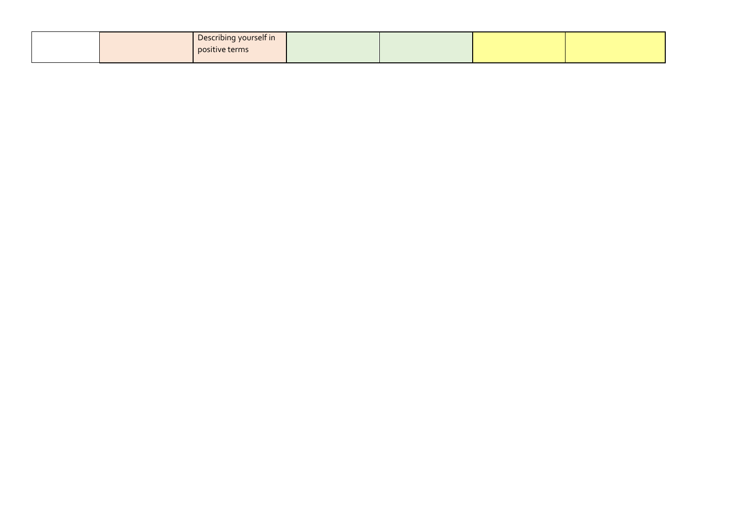| | | | | | | |
|---|---|---|---|---|---|---|
| | | Describing yourself in positive terms | | | | |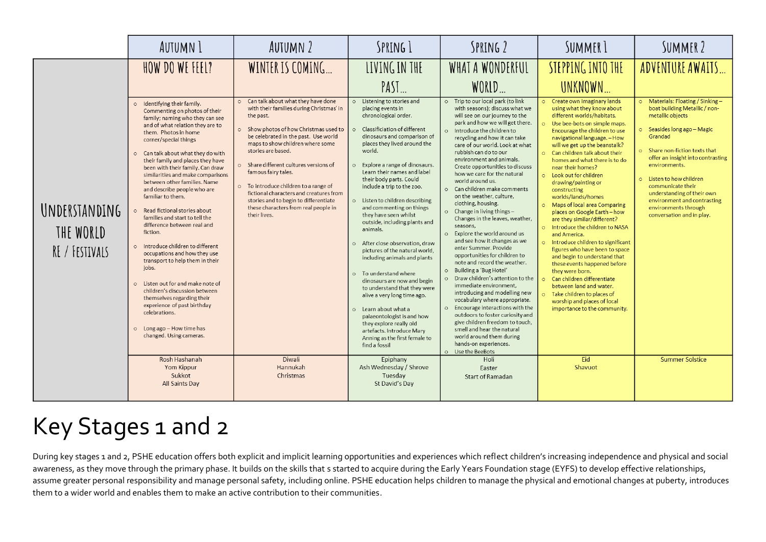| | Autumn 1 | Autumn 2 | Spring 1 | Spring 2 | Summer 1 | Summer 2 |
|---|---|---|---|---|---|---|
| | How do we feel? | Winter is coming… | Living in the past… | What a wonderful world… | Stepping into the unknown… | Adventure awaits… |
| Understanding the World RE / Festivals | ○ Identifying their family. Commenting on photos of their family; naming who they can see and of what relation they are to them. Photos in home corner/special things<br>○ Can talk about what they do with their family and places they have been with their family. Can draw similarities and make comparisons between other families. Name and describe people who are familiar to them.<br>○ Read fictional stories about families and start to tell the difference between real and fiction.<br>○ Introduce children to different occupations and how they use transport to help them in their jobs.<br>○ Listen out for and make note of children's discussion between themselves regarding their experience of past birthday celebrations.<br>○ Long ago – How time has changed. Using cameras. | ○ Can talk about what they have done with their families during Christmas' in the past.<br>○ Show photos of how Christmas used to be celebrated in the past. Use world maps to show children where some stories are based.<br>○ Share different cultures versions of famous fairy tales.<br>○ To introduce children to a range of fictional characters and creatures from stories and to begin to differentiate these characters from real people in their lives. | ○ Listening to stories and placing events in chronological order.<br>○ Classificiation of different dinosaurs and comparison of places they lived around the world.<br>○ Explore a range of dinosaurs. Learn their names and label their body parts. Could include a trip to the zoo.<br>○ Listen to children describing and commenting on things they have seen whilst outside, including plants and animals.<br>○ After close observation, draw pictures of the natural world, including animals and plants<br>○ To understand where dinosaurs are now and begin to understand that they were alive a very long time ago.<br>○ Learn about what a palaeontologist is and how they explore really old artefacts. Introduce Mary Anning as the first female to find a fossil | ○ Trip to our local park (to link with seasons); discuss what we will see on our journey to the park and how we will get there.<br>○ Introduce the children to recycling and how it can take care of our world. Look at what rubbish can do to our environment and animals. Create opportunities to discuss how we care for the natural world around us.<br>○ Can children make comments on the weather, culture, clothing, housing.<br>○ Change in living things – Changes in the leaves, weather, seasons,<br>○ Explore the world around us and see how it changes as we enter Summer. Provide opportunities for children to note and record the weather.<br>○ Building a 'Bug Hotel'<br>○ Draw children's attention to the immediate environment, introducing and modelling new vocabulary where appropriate.<br>○ Encourage interactions with the outdoors to foster curiosity and give children freedom to touch, smell and hear the natural world around them during hands-on experiences.<br>○ Use the BeeBots | ○ Create own imaginary lands using what they know about different worlds/habitats.<br>○ Use bee-bots on simple maps. Encourage the children to use navigational language. – How will we get up the beanstalk?<br>○ Can children talk about their homes and what there is to do near their homes?<br>○ Look out for children drawing/painting or constructing worlds/lands/homes<br>○ Maps of local area Comparing places on Google Earth – how are they similar/different?<br>○ Introduce the children to NASA and America.<br>○ Introduce children to significant figures who have been to space and begin to understand that these events happened before they were born.<br>○ Can children differentiate between land and water.<br>○ Take children to places of worship and places of local importance to the community. | ○ Materials: Floating / Sinking – boat building Metallic / non-metallic objects<br>○ Seasides long ago – Magic Grandad<br>○ Share non-fiction texts that offer an insight into contrasting environments.<br>○ Listen to how children communicate their understanding of their own environment and contrasting environments through conversation and in play. |
| | Rosh Hashanah<br>Yom Kippur<br>Sukkot<br>All Saints Day | Diwali<br>Hannukah<br>Christmas | Epiphany<br>Ash Wednesday / Shrove Tuesday<br>St David's Day | Holi<br>Easter<br>Start of Ramadan | Eid<br>Shavuot | Summer Solstice |

# Key Stages 1 and 2

During key stages 1 and 2, PSHE education offers both explicit and implicit learning opportunities and experiences which reflect children's increasing independence and physical and social awareness, as they move through the primary phase. It builds on the skills that s started to acquire during the Early Years Foundation stage (EYFS) to develop effective relationships, assume greater personal responsibility and manage personal safety, including online. PSHE education helps children to manage the physical and emotional changes at puberty, introduces them to a wider world and enables them to make an active contribution to their communities.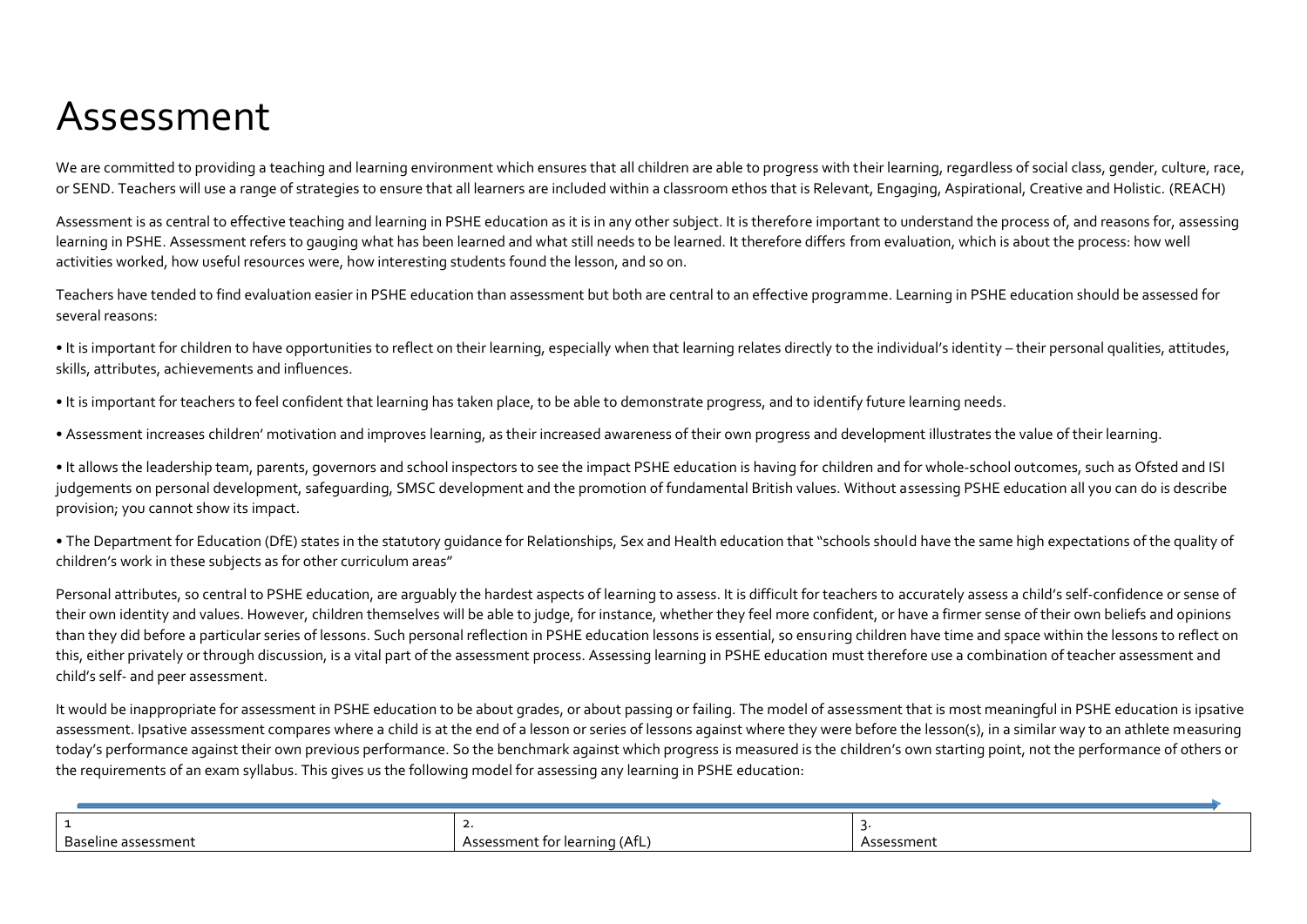# Assessment

We are committed to providing a teaching and learning environment which ensures that all children are able to progress with their learning, regardless of social class, gender, culture, race, or SEND. Teachers will use a range of strategies to ensure that all learners are included within a classroom ethos that is Relevant, Engaging, Aspirational, Creative and Holistic. (REACH)

Assessment is as central to effective teaching and learning in PSHE education as it is in any other subject. It is therefore important to understand the process of, and reasons for, assessing learning in PSHE. Assessment refers to gauging what has been learned and what still needs to be learned. It therefore differs from evaluation, which is about the process: how well activities worked, how useful resources were, how interesting students found the lesson, and so on.

Teachers have tended to find evaluation easier in PSHE education than assessment but both are central to an effective programme. Learning in PSHE education should be assessed for several reasons:

• It is important for children to have opportunities to reflect on their learning, especially when that learning relates directly to the individual's identity – their personal qualities, attitudes, skills, attributes, achievements and influences.

• It is important for teachers to feel confident that learning has taken place, to be able to demonstrate progress, and to identify future learning needs.

• Assessment increases children' motivation and improves learning, as their increased awareness of their own progress and development illustrates the value of their learning.

• It allows the leadership team, parents, governors and school inspectors to see the impact PSHE education is having for children and for whole-school outcomes, such as Ofsted and ISI judgements on personal development, safeguarding, SMSC development and the promotion of fundamental British values. Without assessing PSHE education all you can do is describe provision; you cannot show its impact.

• The Department for Education (DfE) states in the statutory guidance for Relationships, Sex and Health education that "schools should have the same high expectations of the quality of children's work in these subjects as for other curriculum areas"

Personal attributes, so central to PSHE education, are arguably the hardest aspects of learning to assess. It is difficult for teachers to accurately assess a child's self-confidence or sense of their own identity and values. However, children themselves will be able to judge, for instance, whether they feel more confident, or have a firmer sense of their own beliefs and opinions than they did before a particular series of lessons. Such personal reflection in PSHE education lessons is essential, so ensuring children have time and space within the lessons to reflect on this, either privately or through discussion, is a vital part of the assessment process. Assessing learning in PSHE education must therefore use a combination of teacher assessment and child's self- and peer assessment.

It would be inappropriate for assessment in PSHE education to be about grades, or about passing or failing. The model of assessment that is most meaningful in PSHE education is ipsative assessment. Ipsative assessment compares where a child is at the end of a lesson or series of lessons against where they were before the lesson(s), in a similar way to an athlete measuring today's performance against their own previous performance. So the benchmark against which progress is measured is the children's own starting point, not the performance of others or the requirements of an exam syllabus. This gives us the following model for assessing any learning in PSHE education:

| 1<br>Baseline assessment | 2.<br>Assessment for learning (AfL) | 3.<br>Assessment |
|---|---|---|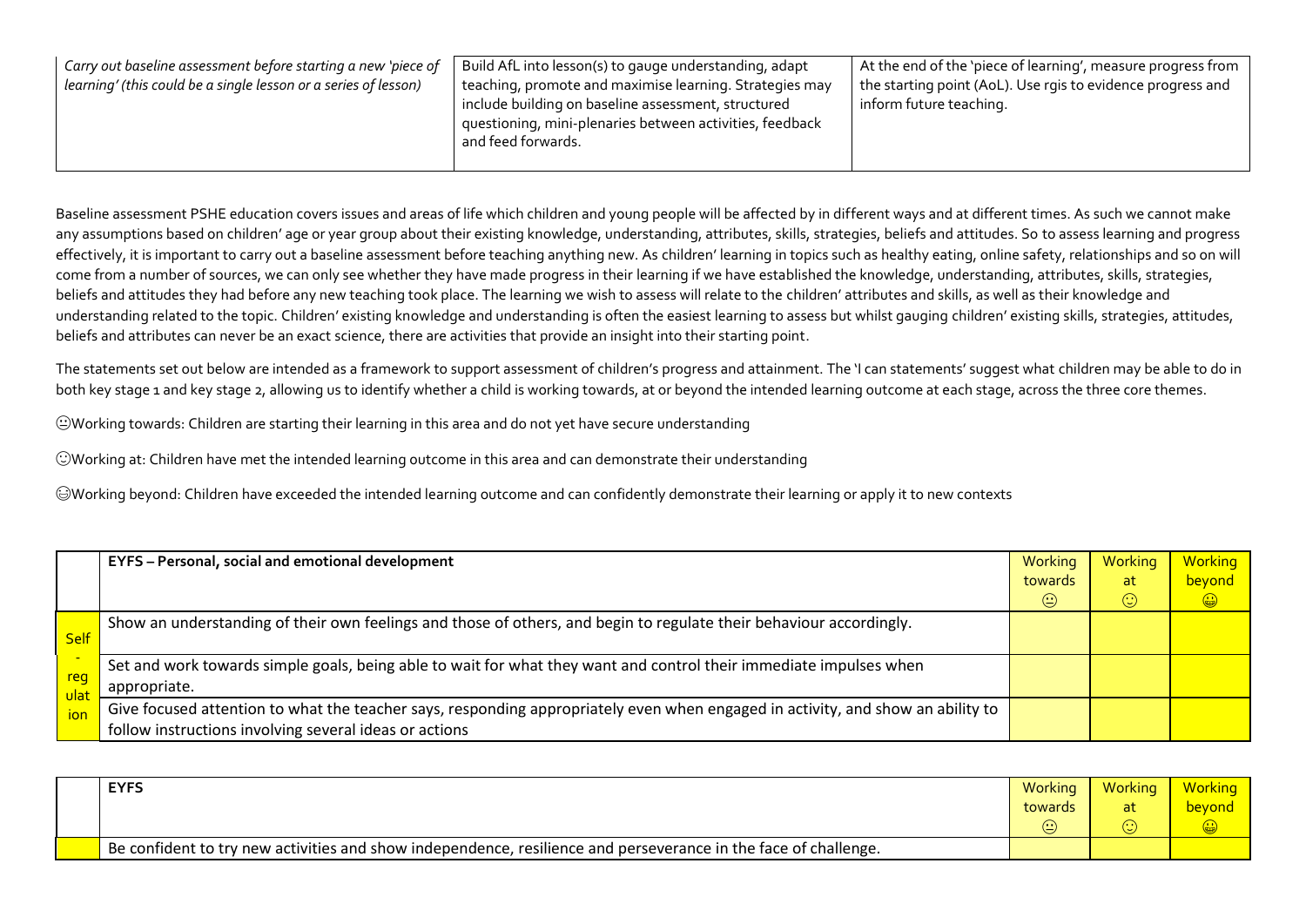| *Carry out baseline assessment before starting a new 'piece of learning' (this could be a single lesson or a series of lesson)* | Build AfL into lesson(s) to gauge understanding, adapt teaching, promote and maximise learning. Strategies may include building on baseline assessment, structured questioning, mini-plenaries between activities, feedback and feed forwards. | At the end of the 'piece of learning', measure progress from the starting point (AoL). Use rgis to evidence progress and inform future teaching. |
|---|---|---|

Baseline assessment PSHE education covers issues and areas of life which children and young people will be affected by in different ways and at different times. As such we cannot make any assumptions based on children' age or year group about their existing knowledge, understanding, attributes, skills, strategies, beliefs and attitudes. So to assess learning and progress effectively, it is important to carry out a baseline assessment before teaching anything new. As children' learning in topics such as healthy eating, online safety, relationships and so on will come from a number of sources, we can only see whether they have made progress in their learning if we have established the knowledge, understanding, attributes, skills, strategies, beliefs and attitudes they had before any new teaching took place. The learning we wish to assess will relate to the children' attributes and skills, as well as their knowledge and understanding related to the topic. Children' existing knowledge and understanding is often the easiest learning to assess but whilst gauging children' existing skills, strategies, attitudes, beliefs and attributes can never be an exact science, there are activities that provide an insight into their starting point.

The statements set out below are intended as a framework to support assessment of children's progress and attainment. The 'I can statements' suggest what children may be able to do in both key stage 1 and key stage 2, allowing us to identify whether a child is working towards, at or beyond the intended learning outcome at each stage, across the three core themes.

😐Working towards: Children are starting their learning in this area and do not yet have secure understanding

🙂Working at: Children have met the intended learning outcome in this area and can demonstrate their understanding

😀Working beyond: Children have exceeded the intended learning outcome and can confidently demonstrate their learning or apply it to new contexts

| | **EYFS – Personal, social and emotional development** | Working towards 😐 | Working at 🙂 | Working beyond 😀 |
|---|---|---|---|---|
| Self-regulation | Show an understanding of their own feelings and those of others, and begin to regulate their behaviour accordingly. | | | |
| | Set and work towards simple goals, being able to wait for what they want and control their immediate impulses when appropriate. | | | |
| | Give focused attention to what the teacher says, responding appropriately even when engaged in activity, and show an ability to follow instructions involving several ideas or actions | | | |

| | **EYFS** | Working towards 😐 | Working at 🙂 | Working beyond 😀 |
|---|---|---|---|---|
| | Be confident to try new activities and show independence, resilience and perseverance in the face of challenge. | | | |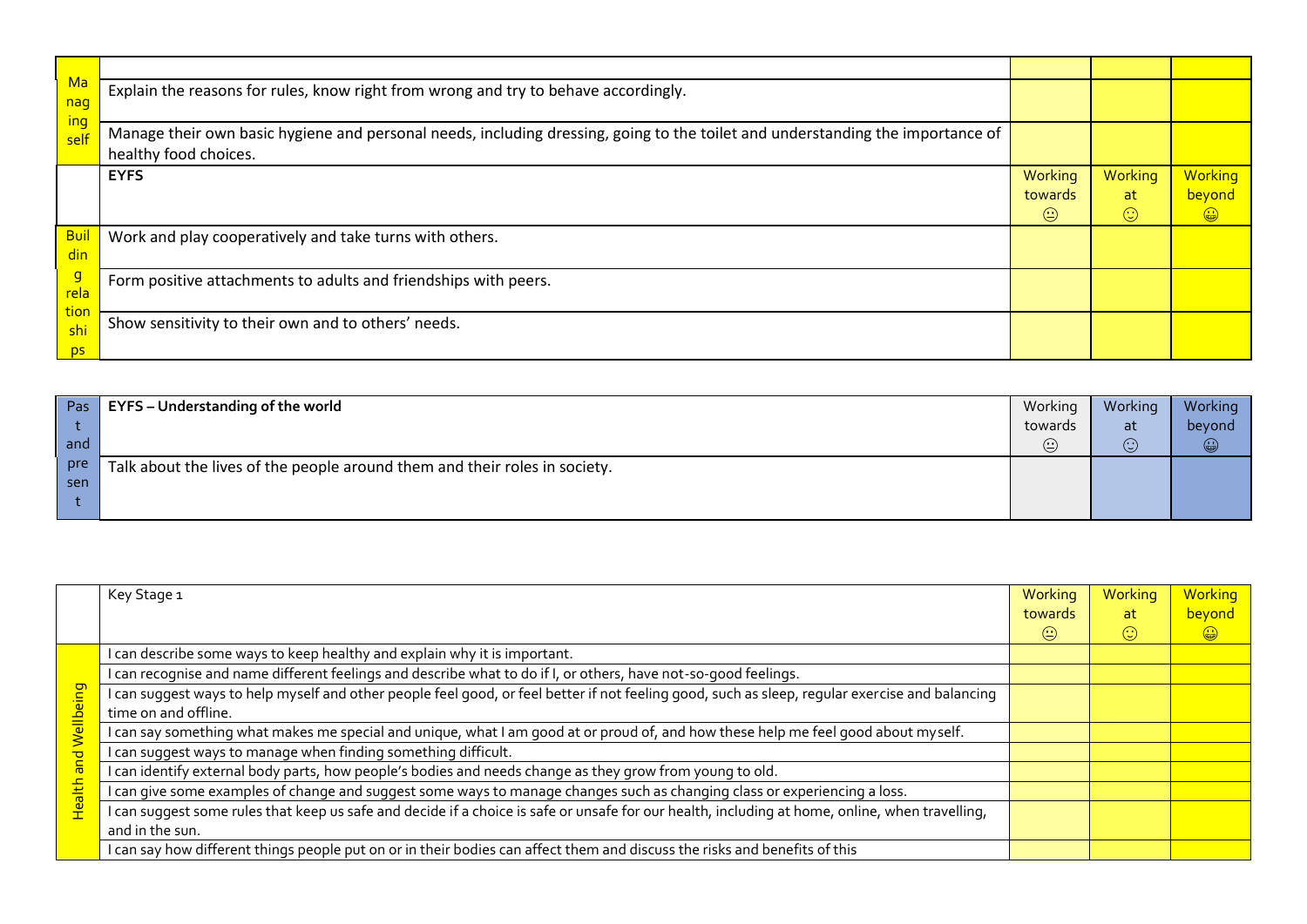| | | | | |
|---|---|---|---|---|
| Managing self | | | | |
| | Explain the reasons for rules, know right from wrong and try to behave accordingly. | | | |
| | Manage their own basic hygiene and personal needs, including dressing, going to the toilet and understanding the importance of healthy food choices. | | | |
| | **EYFS** | Working towards 😐 | Working at 🙂 | Working beyond 😀 |
| Building relationships | Work and play cooperatively and take turns with others. | | | |
| | Form positive attachments to adults and friendships with peers. | | | |
| | Show sensitivity to their own and to others' needs. | | | |

| Past and present | **EYFS – Understanding of the world** | Working towards 😐 | Working at 🙂 | Working beyond 😀 |
|---|---|---|---|---|
| | Talk about the lives of the people around them and their roles in society. | | | |

| | Key Stage 1 | Working towards 😐 | Working at 🙂 | Working beyond 😀 |
|---|---|---|---|---|
| Health and Wellbeing | I can describe some ways to keep healthy and explain why it is important. | | | |
| | I can recognise and name different feelings and describe what to do if I, or others, have not-so-good feelings. | | | |
| | I can suggest ways to help myself and other people feel good, or feel better if not feeling good, such as sleep, regular exercise and balancing time on and offline. | | | |
| | I can say something what makes me special and unique, what I am good at or proud of, and how these help me feel good about myself. | | | |
| | I can suggest ways to manage when finding something difficult. | | | |
| | I can identify external body parts, how people's bodies and needs change as they grow from young to old. | | | |
| | I can give some examples of change and suggest some ways to manage changes such as changing class or experiencing a loss. | | | |
| | I can suggest some rules that keep us safe and decide if a choice is safe or unsafe for our health, including at home, online, when travelling, and in the sun. | | | |
| | I can say how different things people put on or in their bodies can affect them and discuss the risks and benefits of this | | | |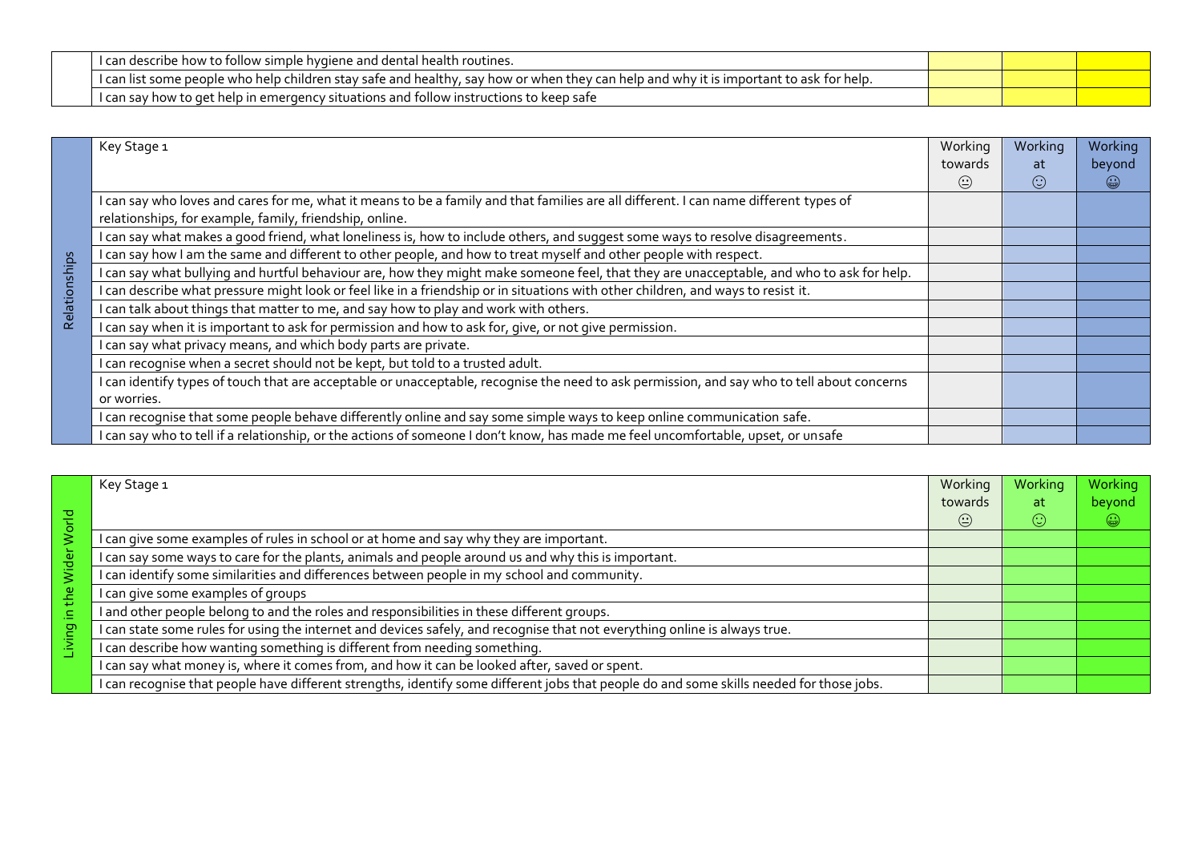| | | | | |
|---|---|---|---|---|
| | I can describe how to follow simple hygiene and dental health routines. | | | |
| | I can list some people who help children stay safe and healthy, say how or when they can help and why it is important to ask for help. | | | |
| | I can say how to get help in emergency situations and follow instructions to keep safe | | | |

| Relationships | Key Stage 1 | Working towards 😐 | Working at 🙂 | Working beyond 😀 |
|---|---|---|---|---|
| | I can say who loves and cares for me, what it means to be a family and that families are all different. I can name different types of relationships, for example, family, friendship, online. | | | |
| | I can say what makes a good friend, what loneliness is, how to include others, and suggest some ways to resolve disagreements. | | | |
| | I can say how I am the same and different to other people, and how to treat myself and other people with respect. | | | |
| | I can say what bullying and hurtful behaviour are, how they might make someone feel, that they are unacceptable, and who to ask for help. | | | |
| | I can describe what pressure might look or feel like in a friendship or in situations with other children, and ways to resist it. | | | |
| | I can talk about things that matter to me, and say how to play and work with others. | | | |
| | I can say when it is important to ask for permission and how to ask for, give, or not give permission. | | | |
| | I can say what privacy means, and which body parts are private. | | | |
| | I can recognise when a secret should not be kept, but told to a trusted adult. | | | |
| | I can identify types of touch that are acceptable or unacceptable, recognise the need to ask permission, and say who to tell about concerns or worries. | | | |
| | I can recognise that some people behave differently online and say some simple ways to keep online communication safe. | | | |
| | I can say who to tell if a relationship, or the actions of someone I don't know, has made me feel uncomfortable, upset, or unsafe | | | |

| Living in the Wider World | Key Stage 1 | Working towards 😐 | Working at 🙂 | Working beyond 😀 |
|---|---|---|---|---|
| | I can give some examples of rules in school or at home and say why they are important. | | | |
| | I can say some ways to care for the plants, animals and people around us and why this is important. | | | |
| | I can identify some similarities and differences between people in my school and community. | | | |
| | I can give some examples of groups | | | |
| | I and other people belong to and the roles and responsibilities in these different groups. | | | |
| | I can state some rules for using the internet and devices safely, and recognise that not everything online is always true. | | | |
| | I can describe how wanting something is different from needing something. | | | |
| | I can say what money is, where it comes from, and how it can be looked after, saved or spent. | | | |
| | I can recognise that people have different strengths, identify some different jobs that people do and some skills needed for those jobs. | | | |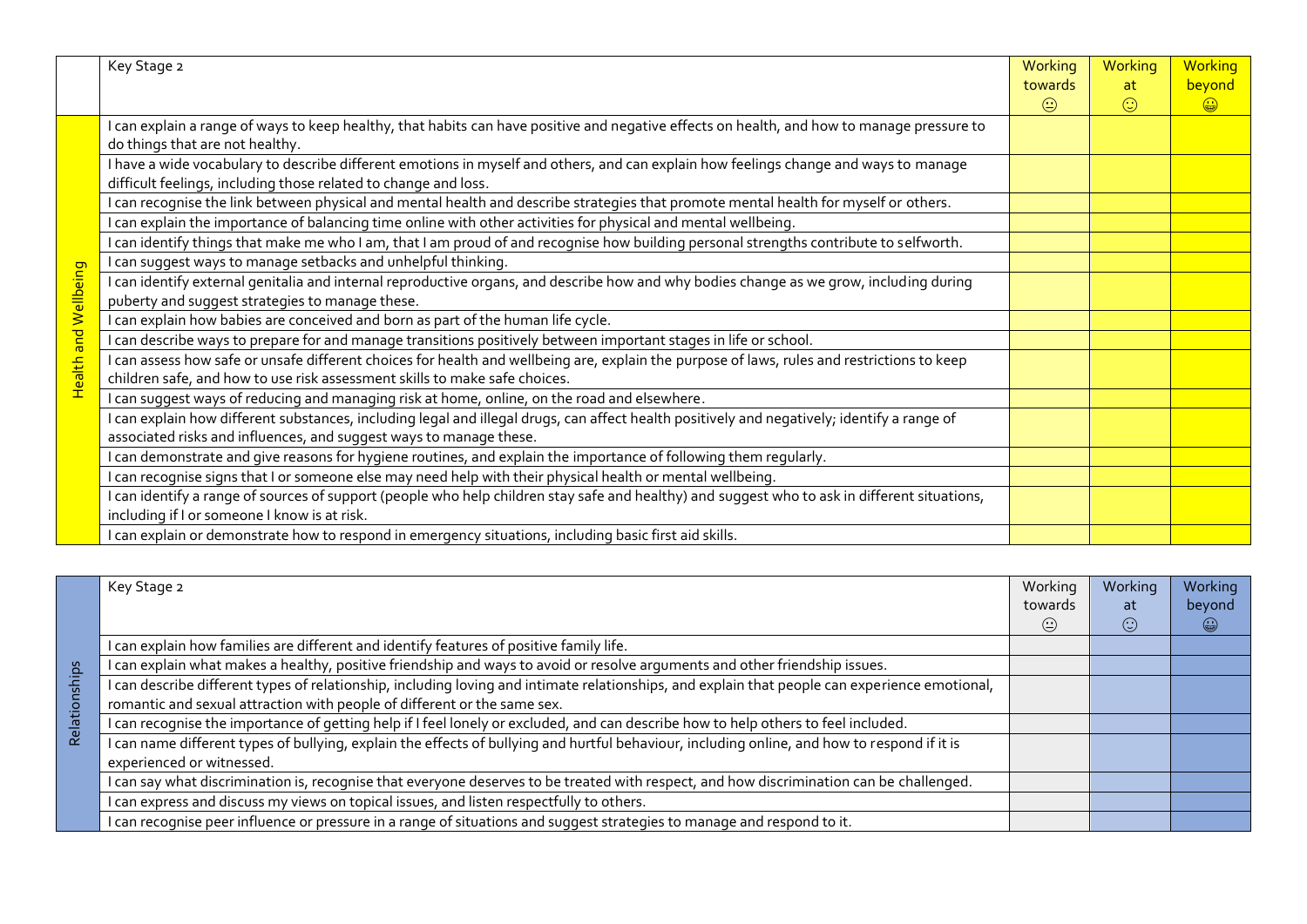| | Key Stage 2 | Working towards 😐 | Working at 🙂 | Working beyond 😀 |
|---|---|---|---|---|
| Health and Wellbeing | I can explain a range of ways to keep healthy, that habits can have positive and negative effects on health, and how to manage pressure to do things that are not healthy. | | | |
| | I have a wide vocabulary to describe different emotions in myself and others, and can explain how feelings change and ways to manage difficult feelings, including those related to change and loss. | | | |
| | I can recognise the link between physical and mental health and describe strategies that promote mental health for myself or others. | | | |
| | I can explain the importance of balancing time online with other activities for physical and mental wellbeing. | | | |
| | I can identify things that make me who I am, that I am proud of and recognise how building personal strengths contribute to selfworth. | | | |
| | I can suggest ways to manage setbacks and unhelpful thinking. | | | |
| | I can identify external genitalia and internal reproductive organs, and describe how and why bodies change as we grow, including during puberty and suggest strategies to manage these. | | | |
| | I can explain how babies are conceived and born as part of the human life cycle. | | | |
| | I can describe ways to prepare for and manage transitions positively between important stages in life or school. | | | |
| | I can assess how safe or unsafe different choices for health and wellbeing are, explain the purpose of laws, rules and restrictions to keep children safe, and how to use risk assessment skills to make safe choices. | | | |
| | I can suggest ways of reducing and managing risk at home, online, on the road and elsewhere. | | | |
| | I can explain how different substances, including legal and illegal drugs, can affect health positively and negatively; identify a range of associated risks and influences, and suggest ways to manage these. | | | |
| | I can demonstrate and give reasons for hygiene routines, and explain the importance of following them regularly. | | | |
| | I can recognise signs that I or someone else may need help with their physical health or mental wellbeing. | | | |
| | I can identify a range of sources of support (people who help children stay safe and healthy) and suggest who to ask in different situations, including if I or someone I know is at risk. | | | |
| | I can explain or demonstrate how to respond in emergency situations, including basic first aid skills. | | | |

| | Key Stage 2 | Working towards 😐 | Working at 🙂 | Working beyond 😀 |
|---|---|---|---|---|
| Relationships | I can explain how families are different and identify features of positive family life. | | | |
| | I can explain what makes a healthy, positive friendship and ways to avoid or resolve arguments and other friendship issues. | | | |
| | I can describe different types of relationship, including loving and intimate relationships, and explain that people can experience emotional, romantic and sexual attraction with people of different or the same sex. | | | |
| | I can recognise the importance of getting help if I feel lonely or excluded, and can describe how to help others to feel included. | | | |
| | I can name different types of bullying, explain the effects of bullying and hurtful behaviour, including online, and how to respond if it is experienced or witnessed. | | | |
| | I can say what discrimination is, recognise that everyone deserves to be treated with respect, and how discrimination can be challenged. | | | |
| | I can express and discuss my views on topical issues, and listen respectfully to others. | | | |
| | I can recognise peer influence or pressure in a range of situations and suggest strategies to manage and respond to it. | | | |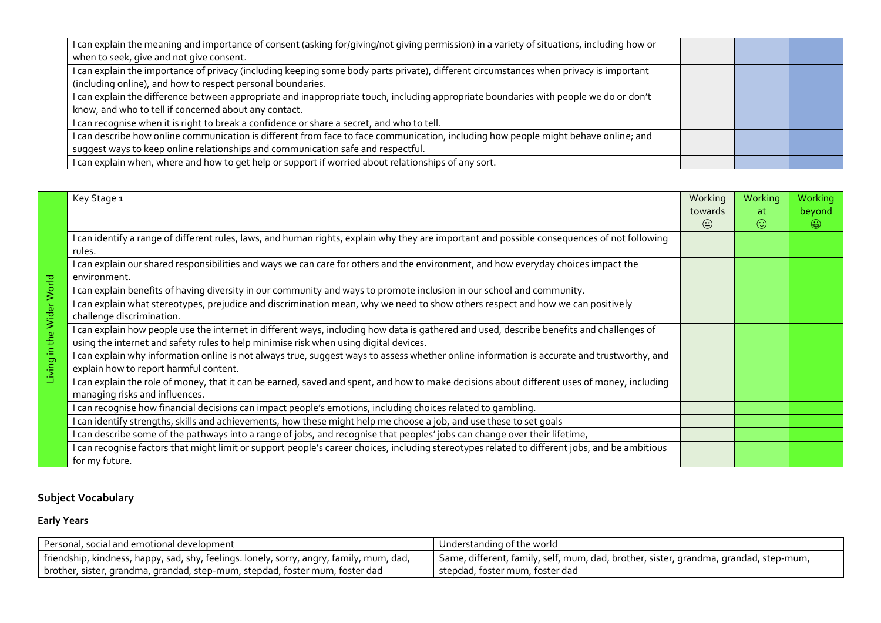| | | | | |
|---|---|---|---|---|
| | I can explain the meaning and importance of consent (asking for/giving/not giving permission) in a variety of situations, including how or when to seek, give and not give consent. | | | |
| | I can explain the importance of privacy (including keeping some body parts private), different circumstances when privacy is important (including online), and how to respect personal boundaries. | | | |
| | I can explain the difference between appropriate and inappropriate touch, including appropriate boundaries with people we do or don't know, and who to tell if concerned about any contact. | | | |
| | I can recognise when it is right to break a confidence or share a secret, and who to tell. | | | |
| | I can describe how online communication is different from face to face communication, including how people might behave online; and suggest ways to keep online relationships and communication safe and respectful. | | | |
| | I can explain when, where and how to get help or support if worried about relationships of any sort. | | | |

| Living in the Wider World | Key Stage 1 | Working towards 😐 | Working at 🙂 | Working beyond 😀 |
|---|---|---|---|---|
| | I can identify a range of different rules, laws, and human rights, explain why they are important and possible consequences of not following rules. | | | |
| | I can explain our shared responsibilities and ways we can care for others and the environment, and how everyday choices impact the environment. | | | |
| | I can explain benefits of having diversity in our community and ways to promote inclusion in our school and community. | | | |
| | I can explain what stereotypes, prejudice and discrimination mean, why we need to show others respect and how we can positively challenge discrimination. | | | |
| | I can explain how people use the internet in different ways, including how data is gathered and used, describe benefits and challenges of using the internet and safety rules to help minimise risk when using digital devices. | | | |
| | I can explain why information online is not always true, suggest ways to assess whether online information is accurate and trustworthy, and explain how to report harmful content. | | | |
| | I can explain the role of money, that it can be earned, saved and spent, and how to make decisions about different uses of money, including managing risks and influences. | | | |
| | I can recognise how financial decisions can impact people's emotions, including choices related to gambling. | | | |
| | I can identify strengths, skills and achievements, how these might help me choose a job, and use these to set goals | | | |
| | I can describe some of the pathways into a range of jobs, and recognise that peoples' jobs can change over their lifetime, | | | |
| | I can recognise factors that might limit or support people's career choices, including stereotypes related to different jobs, and be ambitious for my future. | | | |

## Subject Vocabulary

### Early Years

| Personal, social and emotional development | Understanding of the world |
|---|---|
| friendship, kindness, happy, sad, shy, feelings. lonely, sorry, angry, family, mum, dad, brother, sister, grandma, grandad, step-mum, stepdad, foster mum, foster dad | Same, different, family, self, mum, dad, brother, sister, grandma, grandad, step-mum, stepdad, foster mum, foster dad |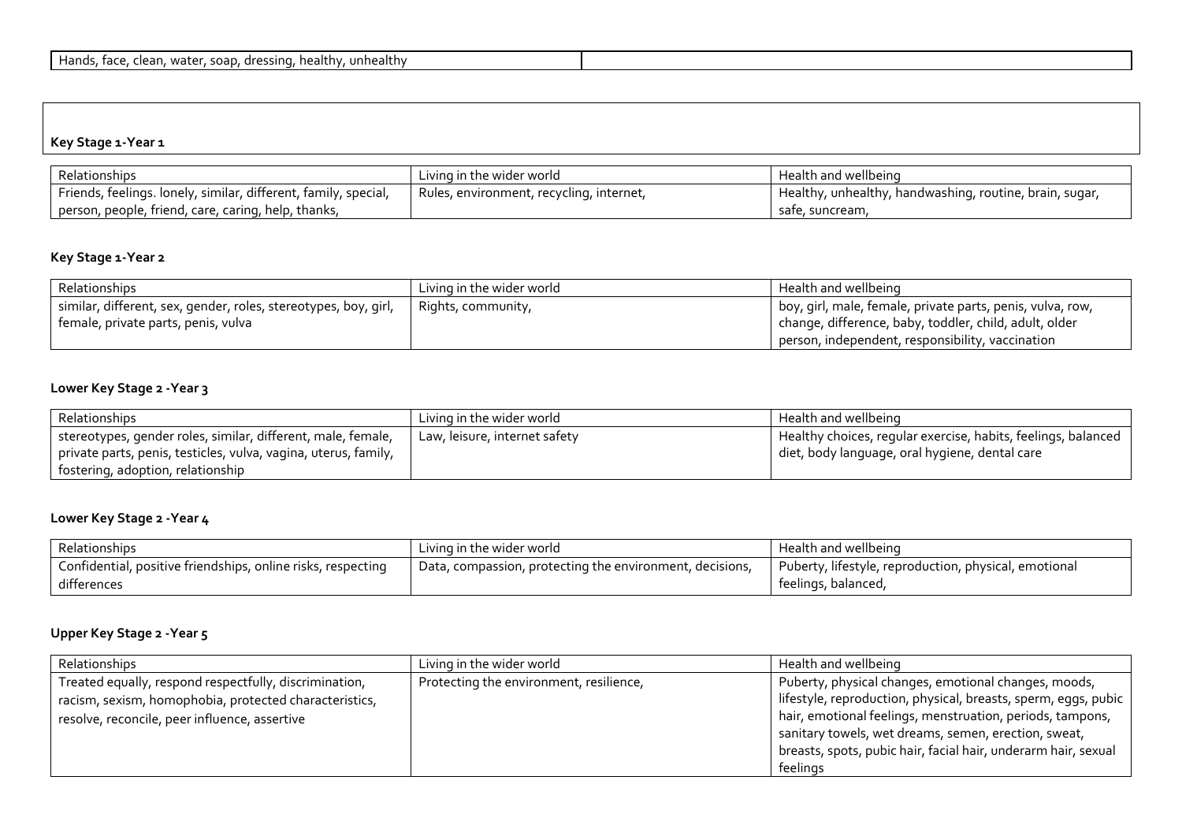| Hands, face, clean, water, soap, dressing, healthy, unhealthy | |
|---|---|

**Key Stage 1-Year 1**

| Relationships | Living in the wider world | Health and wellbeing |
|---|---|---|
| Friends, feelings. lonely, similar, different, family, special, person, people, friend, care, caring, help, thanks, | Rules, environment, recycling, internet, | Healthy, unhealthy, handwashing, routine, brain, sugar, safe, suncream, |

**Key Stage 1-Year 2**

| Relationships | Living in the wider world | Health and wellbeing |
|---|---|---|
| similar, different, sex, gender, roles, stereotypes, boy, girl, female, private parts, penis, vulva | Rights, community, | boy, girl, male, female, private parts, penis, vulva, row, change, difference, baby, toddler, child, adult, older person, independent, responsibility, vaccination |

**Lower Key Stage 2 -Year 3**

| Relationships | Living in the wider world | Health and wellbeing |
|---|---|---|
| stereotypes, gender roles, similar, different, male, female, private parts, penis, testicles, vulva, vagina, uterus, family, fostering, adoption, relationship | Law, leisure, internet safety | Healthy choices, regular exercise, habits, feelings, balanced diet, body language, oral hygiene, dental care |

**Lower Key Stage 2 -Year 4**

| Relationships | Living in the wider world | Health and wellbeing |
|---|---|---|
| Confidential, positive friendships, online risks, respecting differences | Data, compassion, protecting the environment, decisions, | Puberty, lifestyle, reproduction, physical, emotional feelings, balanced, |

**Upper Key Stage 2 -Year 5**

| Relationships | Living in the wider world | Health and wellbeing |
|---|---|---|
| Treated equally, respond respectfully, discrimination, racism, sexism, homophobia, protected characteristics, resolve, reconcile, peer influence, assertive | Protecting the environment, resilience, | Puberty, physical changes, emotional changes, moods, lifestyle, reproduction, physical, breasts, sperm, eggs, pubic hair, emotional feelings, menstruation, periods, tampons, sanitary towels, wet dreams, semen, erection, sweat, breasts, spots, pubic hair, facial hair, underarm hair, sexual feelings |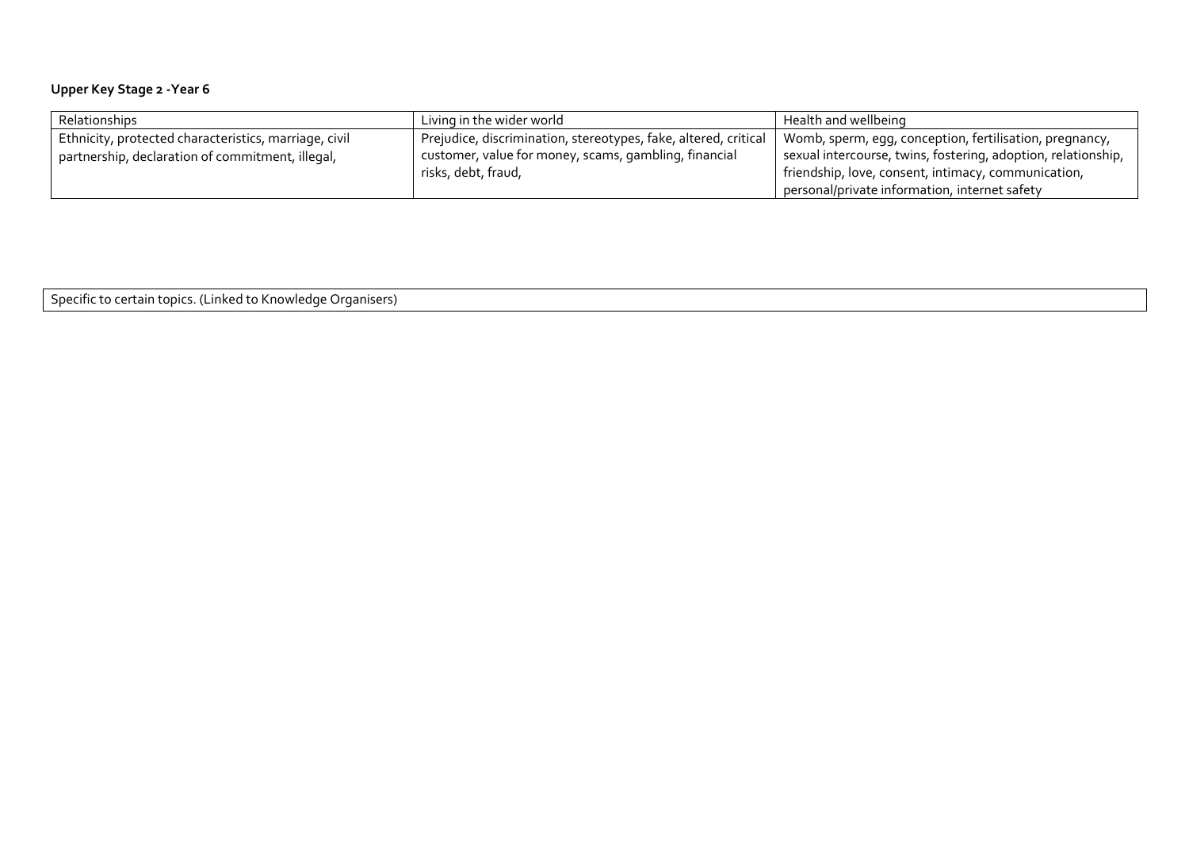**Upper Key Stage 2 -Year 6**

| Relationships | Living in the wider world | Health and wellbeing |
|---|---|---|
| Ethnicity, protected characteristics, marriage, civil partnership, declaration of commitment, illegal, | Prejudice, discrimination, stereotypes, fake, altered, critical customer, value for money, scams, gambling, financial risks, debt, fraud, | Womb, sperm, egg, conception, fertilisation, pregnancy, sexual intercourse, twins, fostering, adoption, relationship, friendship, love, consent, intimacy, communication, personal/private information, internet safety |

| |
|---|
| Specific to certain topics. (Linked to Knowledge Organisers) |